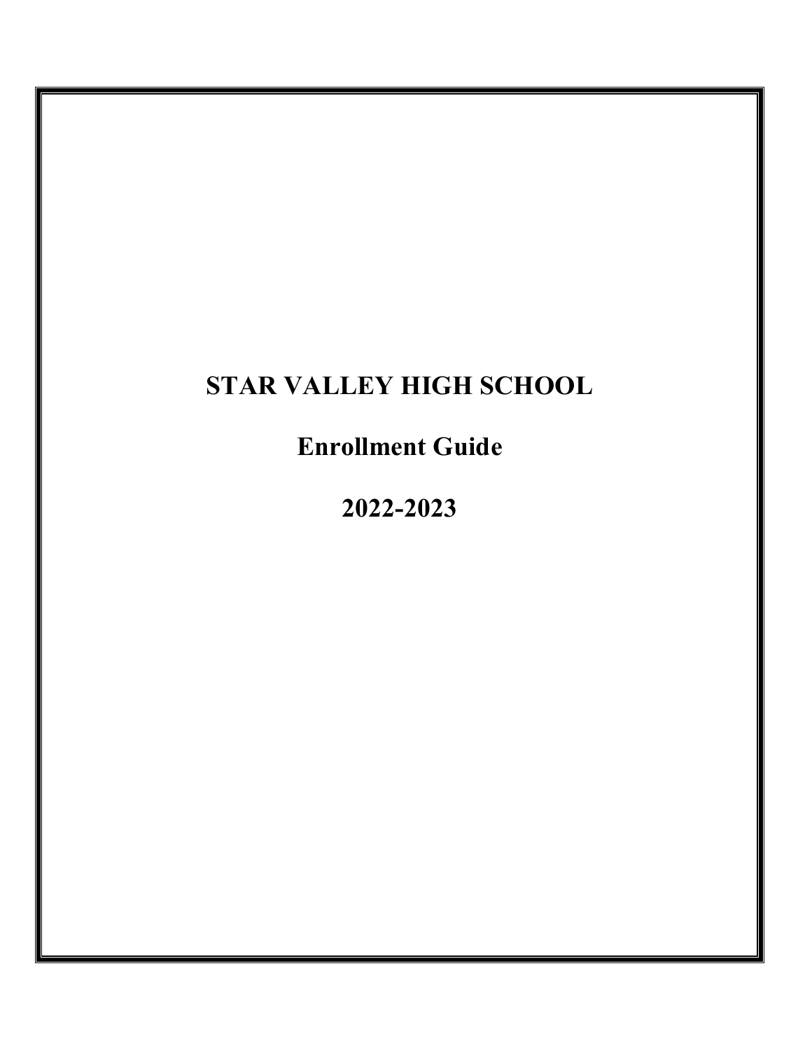# STAR VALLEY HIGH SCHOOL

## Enrollment Guide

## 2022-2023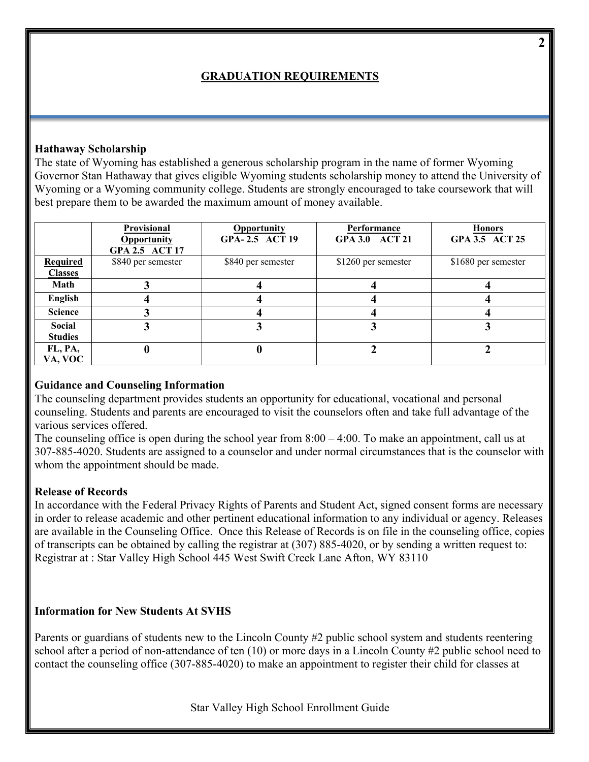## GRADUATION REQUIREMENTS

### Hathaway Scholarship

The state of Wyoming has established a generous scholarship program in the name of former Wyoming Governor Stan Hathaway that gives eligible Wyoming students scholarship money to attend the University of Wyoming or a Wyoming community college. Students are strongly encouraged to take coursework that will best prepare them to be awarded the maximum amount of money available.

| | Provisional Opportunity GPA 2.5 ACT 17 | Opportunity GPA- 2.5 ACT 19 | Performance GPA 3.0 ACT 21 | Honors GPA 3.5 ACT 25 |
|---|---|---|---|---|
| **Required Classes** | $840 per semester | $840 per semester | $1260 per semester | $1680 per semester |
| **Math** | **3** | **4** | **4** | **4** |
| **English** | **4** | **4** | **4** | **4** |
| **Science** | **3** | **4** | **4** | **4** |
| **Social Studies** | **3** | **3** | **3** | **3** |
| **FL, PA, VA, VOC** | **0** | **0** | **2** | **2** |

### Guidance and Counseling Information

The counseling department provides students an opportunity for educational, vocational and personal counseling. Students and parents are encouraged to visit the counselors often and take full advantage of the various services offered.

The counseling office is open during the school year from 8:00 – 4:00. To make an appointment, call us at 307-885-4020. Students are assigned to a counselor and under normal circumstances that is the counselor with whom the appointment should be made.

### Release of Records

In accordance with the Federal Privacy Rights of Parents and Student Act, signed consent forms are necessary in order to release academic and other pertinent educational information to any individual or agency. Releases are available in the Counseling Office. Once this Release of Records is on file in the counseling office, copies of transcripts can be obtained by calling the registrar at (307) 885-4020, or by sending a written request to: Registrar at : Star Valley High School 445 West Swift Creek Lane Afton, WY 83110

### Information for New Students At SVHS

Parents or guardians of students new to the Lincoln County #2 public school system and students reentering school after a period of non-attendance of ten (10) or more days in a Lincoln County #2 public school need to contact the counseling office (307-885-4020) to make an appointment to register their child for classes at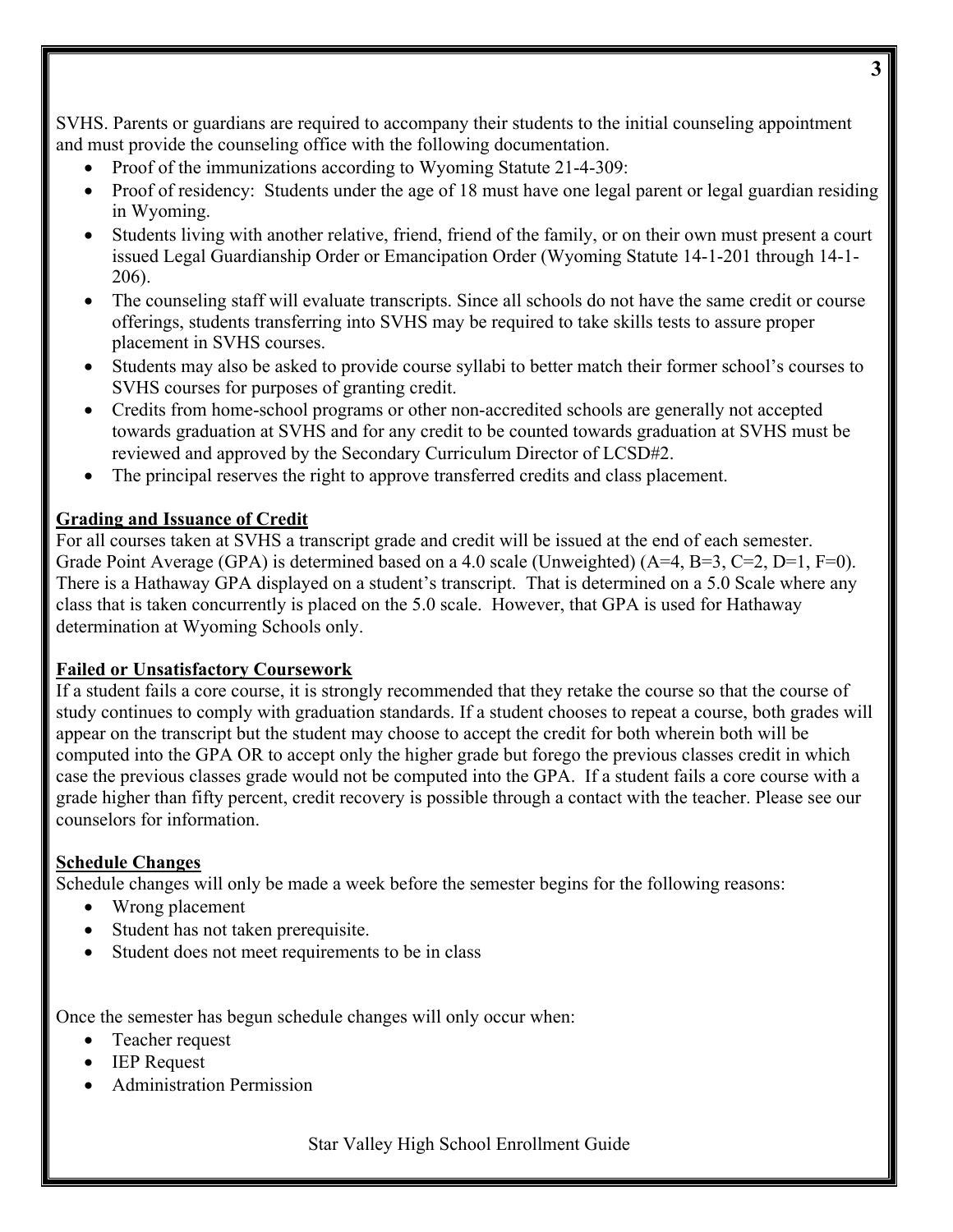SVHS. Parents or guardians are required to accompany their students to the initial counseling appointment and must provide the counseling office with the following documentation.

- Proof of the immunizations according to Wyoming Statute 21-4-309:
- Proof of residency: Students under the age of 18 must have one legal parent or legal guardian residing in Wyoming.
- Students living with another relative, friend, friend of the family, or on their own must present a court issued Legal Guardianship Order or Emancipation Order (Wyoming Statute 14-1-201 through 14-1-206).
- The counseling staff will evaluate transcripts. Since all schools do not have the same credit or course offerings, students transferring into SVHS may be required to take skills tests to assure proper placement in SVHS courses.
- Students may also be asked to provide course syllabi to better match their former school's courses to SVHS courses for purposes of granting credit.
- Credits from home-school programs or other non-accredited schools are generally not accepted towards graduation at SVHS and for any credit to be counted towards graduation at SVHS must be reviewed and approved by the Secondary Curriculum Director of LCSD#2.
- The principal reserves the right to approve transferred credits and class placement.

**Grading and Issuance of Credit**

For all courses taken at SVHS a transcript grade and credit will be issued at the end of each semester. Grade Point Average (GPA) is determined based on a 4.0 scale (Unweighted) (A=4, B=3, C=2, D=1, F=0). There is a Hathaway GPA displayed on a student's transcript. That is determined on a 5.0 Scale where any class that is taken concurrently is placed on the 5.0 scale. However, that GPA is used for Hathaway determination at Wyoming Schools only.

**Failed or Unsatisfactory Coursework**

If a student fails a core course, it is strongly recommended that they retake the course so that the course of study continues to comply with graduation standards. If a student chooses to repeat a course, both grades will appear on the transcript but the student may choose to accept the credit for both wherein both will be computed into the GPA OR to accept only the higher grade but forego the previous classes credit in which case the previous classes grade would not be computed into the GPA. If a student fails a core course with a grade higher than fifty percent, credit recovery is possible through a contact with the teacher. Please see our counselors for information.

**Schedule Changes**

Schedule changes will only be made a week before the semester begins for the following reasons:

- Wrong placement
- Student has not taken prerequisite.
- Student does not meet requirements to be in class

Once the semester has begun schedule changes will only occur when:

- Teacher request
- IEP Request
- Administration Permission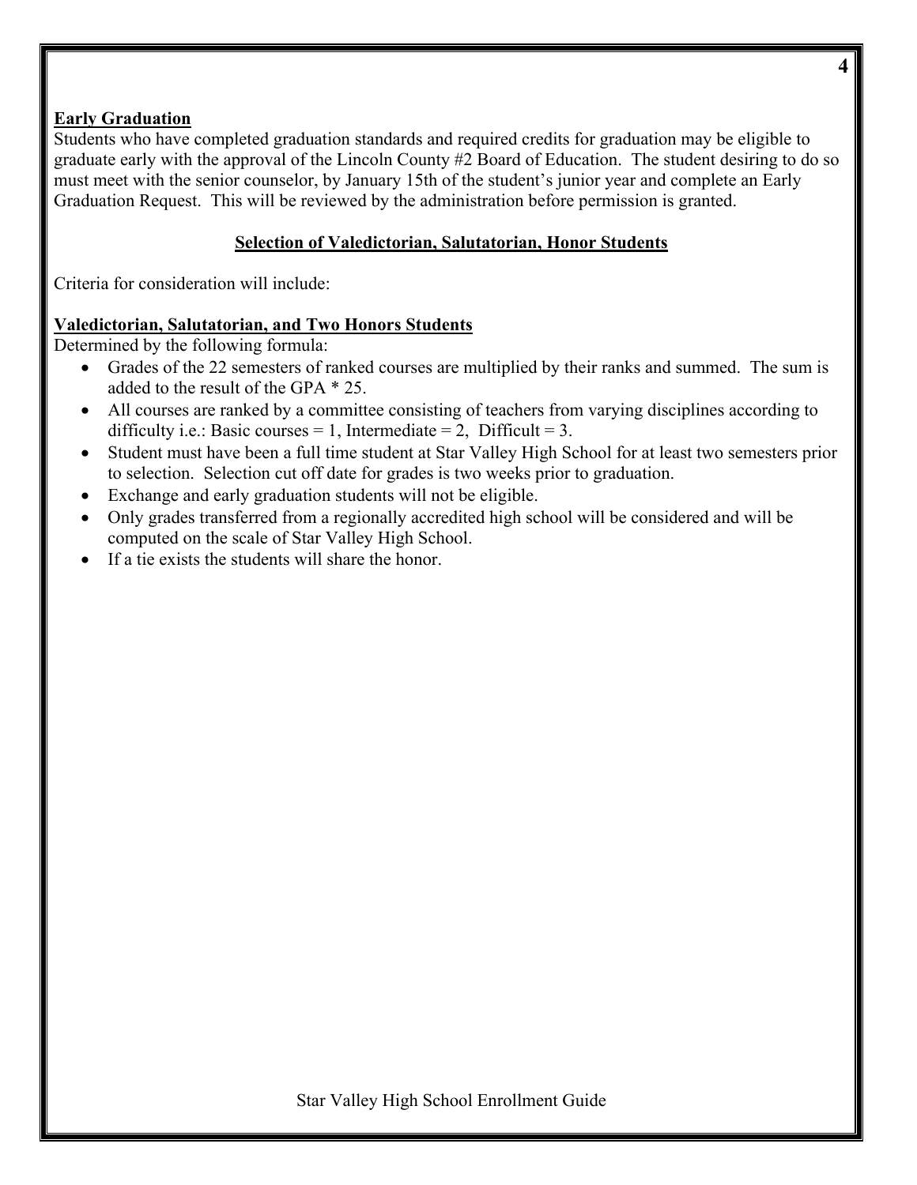**Early Graduation**

Students who have completed graduation standards and required credits for graduation may be eligible to graduate early with the approval of the Lincoln County #2 Board of Education. The student desiring to do so must meet with the senior counselor, by January 15th of the student's junior year and complete an Early Graduation Request. This will be reviewed by the administration before permission is granted.

## Selection of Valedictorian, Salutatorian, Honor Students

Criteria for consideration will include:

**Valedictorian, Salutatorian, and Two Honors Students**

Determined by the following formula:

- Grades of the 22 semesters of ranked courses are multiplied by their ranks and summed. The sum is added to the result of the GPA * 25.
- All courses are ranked by a committee consisting of teachers from varying disciplines according to difficulty i.e.: Basic courses = 1, Intermediate = 2, Difficult = 3.
- Student must have been a full time student at Star Valley High School for at least two semesters prior to selection. Selection cut off date for grades is two weeks prior to graduation.
- Exchange and early graduation students will not be eligible.
- Only grades transferred from a regionally accredited high school will be considered and will be computed on the scale of Star Valley High School.
- If a tie exists the students will share the honor.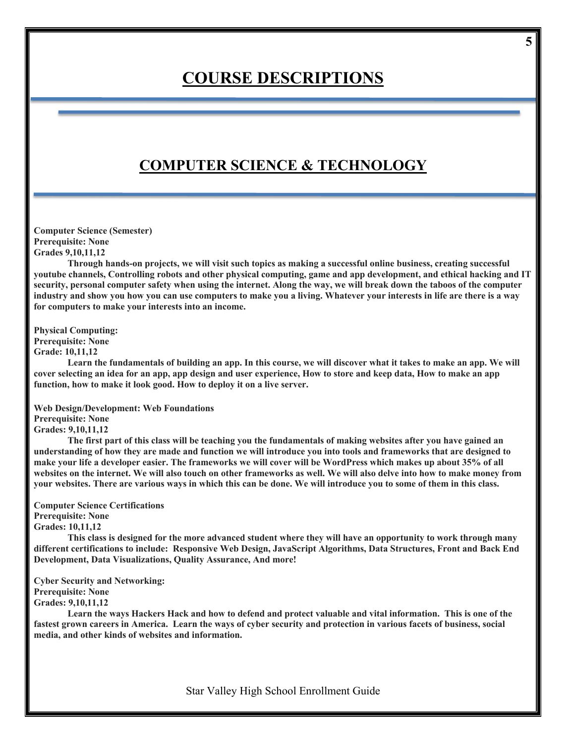# COURSE DESCRIPTIONS

## COMPUTER SCIENCE & TECHNOLOGY

**Computer Science (Semester)**
**Prerequisite: None**
**Grades 9,10,11,12**

**Through hands-on projects, we will visit such topics as making a successful online business, creating successful youtube channels, Controlling robots and other physical computing, game and app development, and ethical hacking and IT security, personal computer safety when using the internet. Along the way, we will break down the taboos of the computer industry and show you how you can use computers to make you a living. Whatever your interests in life are there is a way for computers to make your interests into an income.**

**Physical Computing:**
**Prerequisite: None**
**Grade: 10,11,12**

**Learn the fundamentals of building an app. In this course, we will discover what it takes to make an app. We will cover selecting an idea for an app, app design and user experience, How to store and keep data, How to make an app function, how to make it look good. How to deploy it on a live server.**

**Web Design/Development: Web Foundations**
**Prerequisite: None**
**Grades: 9,10,11,12**

**The first part of this class will be teaching you the fundamentals of making websites after you have gained an understanding of how they are made and function we will introduce you into tools and frameworks that are designed to make your life a developer easier. The frameworks we will cover will be WordPress which makes up about 35% of all websites on the internet. We will also touch on other frameworks as well. We will also delve into how to make money from your websites. There are various ways in which this can be done. We will introduce you to some of them in this class.**

**Computer Science Certifications**
**Prerequisite: None**
**Grades: 10,11,12**

**This class is designed for the more advanced student where they will have an opportunity to work through many different certifications to include: Responsive Web Design, JavaScript Algorithms, Data Structures, Front and Back End Development, Data Visualizations, Quality Assurance, And more!**

**Cyber Security and Networking:**
**Prerequisite: None**
**Grades: 9,10,11,12**

**Learn the ways Hackers Hack and how to defend and protect valuable and vital information. This is one of the fastest grown careers in America. Learn the ways of cyber security and protection in various facets of business, social media, and other kinds of websites and information.**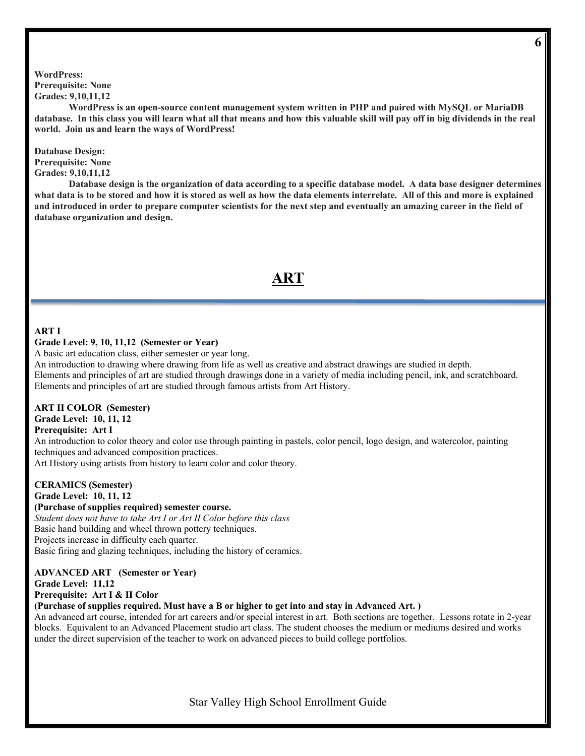**WordPress:**
**Prerequisite: None**
**Grades: 9,10,11,12**

**WordPress is an open-source content management system written in PHP and paired with MySQL or MariaDB database. In this class you will learn what all that means and how this valuable skill will pay off in big dividends in the real world. Join us and learn the ways of WordPress!**

**Database Design:**
**Prerequisite: None**
**Grades: 9,10,11,12**

**Database design is the organization of data according to a specific database model. A data base designer determines what data is to be stored and how it is stored as well as how the data elements interrelate. All of this and more is explained and introduced in order to prepare computer scientists for the next step and eventually an amazing career in the field of database organization and design.**

# ART

**ART I**
**Grade Level: 9, 10, 11,12 (Semester or Year)**

A basic art education class, either semester or year long.
An introduction to drawing where drawing from life as well as creative and abstract drawings are studied in depth.
Elements and principles of art are studied through drawings done in a variety of media including pencil, ink, and scratchboard.
Elements and principles of art are studied through famous artists from Art History.

**ART II COLOR (Semester)**
**Grade Level: 10, 11, 12**
**Prerequisite: Art I**

An introduction to color theory and color use through painting in pastels, color pencil, logo design, and watercolor, painting techniques and advanced composition practices.
Art History using artists from history to learn color and color theory.

**CERAMICS (Semester)**
**Grade Level: 10, 11, 12**
**(Purchase of supplies required) semester course.**

*Student does not have to take Art I or Art II Color before this class*
Basic hand building and wheel thrown pottery techniques.
Projects increase in difficulty each quarter.
Basic firing and glazing techniques, including the history of ceramics.

**ADVANCED ART (Semester or Year)**
**Grade Level: 11,12**
**Prerequisite: Art I & II Color**
**(Purchase of supplies required. Must have a B or higher to get into and stay in Advanced Art. )**

An advanced art course, intended for art careers and/or special interest in art. Both sections are together. Lessons rotate in 2-year blocks. Equivalent to an Advanced Placement studio art class. The student chooses the medium or mediums desired and works under the direct supervision of the teacher to work on advanced pieces to build college portfolios.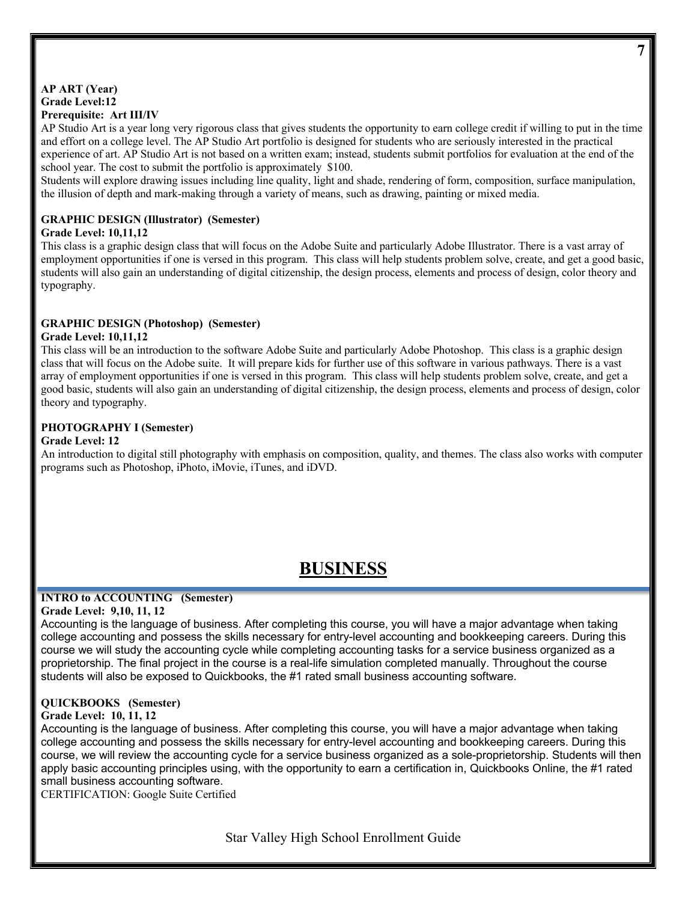**AP ART (Year)**
**Grade Level:12**
**Prerequisite: Art III/IV**

AP Studio Art is a year long very rigorous class that gives students the opportunity to earn college credit if willing to put in the time and effort on a college level. The AP Studio Art portfolio is designed for students who are seriously interested in the practical experience of art. AP Studio Art is not based on a written exam; instead, students submit portfolios for evaluation at the end of the school year. The cost to submit the portfolio is approximately $100.

Students will explore drawing issues including line quality, light and shade, rendering of form, composition, surface manipulation, the illusion of depth and mark-making through a variety of means, such as drawing, painting or mixed media.

**GRAPHIC DESIGN (Illustrator) (Semester)**
**Grade Level: 10,11,12**

This class is a graphic design class that will focus on the Adobe Suite and particularly Adobe Illustrator. There is a vast array of employment opportunities if one is versed in this program. This class will help students problem solve, create, and get a good basic, students will also gain an understanding of digital citizenship, the design process, elements and process of design, color theory and typography.

**GRAPHIC DESIGN (Photoshop) (Semester)**
**Grade Level: 10,11,12**

This class will be an introduction to the software Adobe Suite and particularly Adobe Photoshop. This class is a graphic design class that will focus on the Adobe suite. It will prepare kids for further use of this software in various pathways. There is a vast array of employment opportunities if one is versed in this program. This class will help students problem solve, create, and get a good basic, students will also gain an understanding of digital citizenship, the design process, elements and process of design, color theory and typography.

**PHOTOGRAPHY I (Semester)**
**Grade Level: 12**

An introduction to digital still photography with emphasis on composition, quality, and themes. The class also works with computer programs such as Photoshop, iPhoto, iMovie, iTunes, and iDVD.

# BUSINESS

**INTRO to ACCOUNTING (Semester)**
**Grade Level: 9,10, 11, 12**

Accounting is the language of business. After completing this course, you will have a major advantage when taking college accounting and possess the skills necessary for entry-level accounting and bookkeeping careers. During this course we will study the accounting cycle while completing accounting tasks for a service business organized as a proprietorship. The final project in the course is a real-life simulation completed manually. Throughout the course students will also be exposed to Quickbooks, the #1 rated small business accounting software.

**QUICKBOOKS (Semester)**
**Grade Level: 10, 11, 12**

Accounting is the language of business. After completing this course, you will have a major advantage when taking college accounting and possess the skills necessary for entry-level accounting and bookkeeping careers. During this course, we will review the accounting cycle for a service business organized as a sole-proprietorship. Students will then apply basic accounting principles using, with the opportunity to earn a certification in, Quickbooks Online, the #1 rated small business accounting software.

CERTIFICATION: Google Suite Certified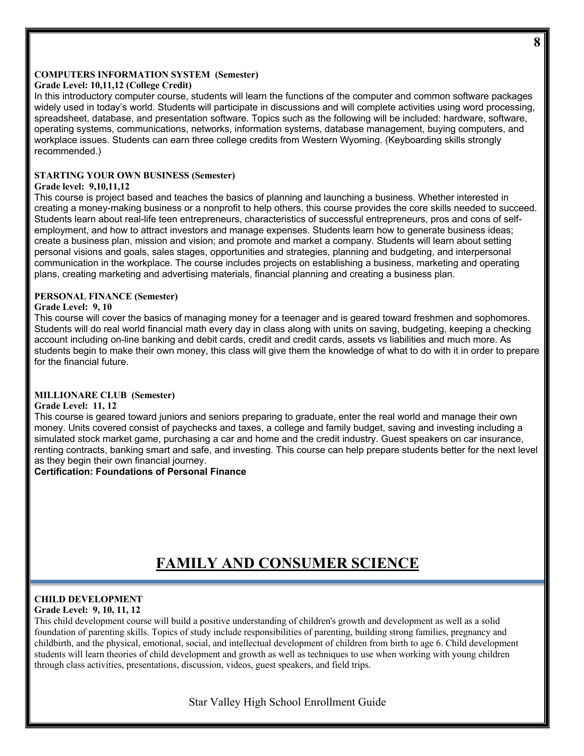**COMPUTERS INFORMATION SYSTEM (Semester)**
**Grade Level: 10,11,12 (College Credit)**

In this introductory computer course, students will learn the functions of the computer and common software packages widely used in today's world. Students will participate in discussions and will complete activities using word processing, spreadsheet, database, and presentation software. Topics such as the following will be included: hardware, software, operating systems, communications, networks, information systems, database management, buying computers, and workplace issues. Students can earn three college credits from Western Wyoming. (Keyboarding skills strongly recommended.)

**STARTING YOUR OWN BUSINESS (Semester)**
**Grade level: 9,10,11,12**

This course is project based and teaches the basics of planning and launching a business. Whether interested in creating a money-making business or a nonprofit to help others, this course provides the core skills needed to succeed. Students learn about real-life teen entrepreneurs, characteristics of successful entrepreneurs, pros and cons of self-employment, and how to attract investors and manage expenses. Students learn how to generate business ideas; create a business plan, mission and vision; and promote and market a company. Students will learn about setting personal visions and goals, sales stages, opportunities and strategies, planning and budgeting, and interpersonal communication in the workplace. The course includes projects on establishing a business, marketing and operating plans, creating marketing and advertising materials, financial planning and creating a business plan.

**PERSONAL FINANCE (Semester)**
**Grade Level: 9, 10**

This course will cover the basics of managing money for a teenager and is geared toward freshmen and sophomores. Students will do real world financial math every day in class along with units on saving, budgeting, keeping a checking account including on-line banking and debit cards, credit and credit cards, assets vs liabilities and much more. As students begin to make their own money, this class will give them the knowledge of what to do with it in order to prepare for the financial future.

**MILLIONARE CLUB (Semester)**
**Grade Level: 11, 12**

This course is geared toward juniors and seniors preparing to graduate, enter the real world and manage their own money. Units covered consist of paychecks and taxes, a college and family budget, saving and investing including a simulated stock market game, purchasing a car and home and the credit industry. Guest speakers on car insurance, renting contracts, banking smart and safe, and investing. This course can help prepare students better for the next level as they begin their own financial journey.

**Certification: Foundations of Personal Finance**

# FAMILY AND CONSUMER SCIENCE

**CHILD DEVELOPMENT**
**Grade Level: 9, 10, 11, 12**

This child development course will build a positive understanding of children's growth and development as well as a solid foundation of parenting skills. Topics of study include responsibilities of parenting, building strong families, pregnancy and childbirth, and the physical, emotional, social, and intellectual development of children from birth to age 6. Child development students will learn theories of child development and growth as well as techniques to use when working with young children through class activities, presentations, discussion, videos, guest speakers, and field trips.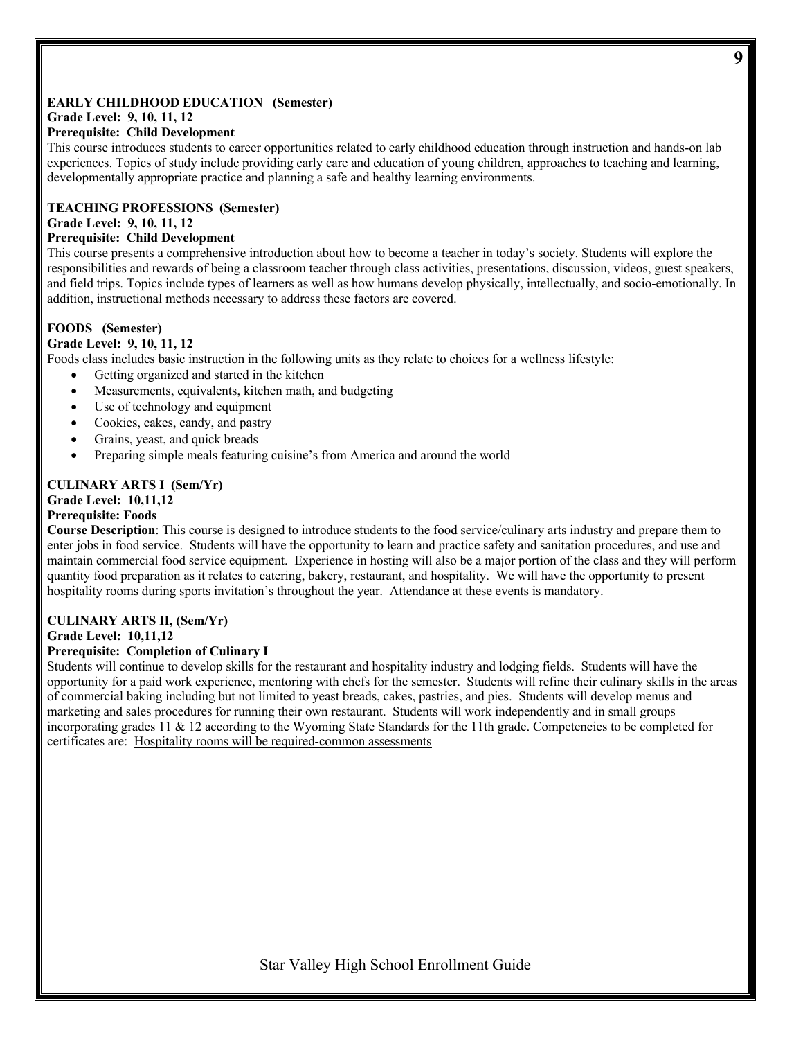**EARLY CHILDHOOD EDUCATION (Semester)**
**Grade Level: 9, 10, 11, 12**
**Prerequisite: Child Development**

This course introduces students to career opportunities related to early childhood education through instruction and hands-on lab experiences. Topics of study include providing early care and education of young children, approaches to teaching and learning, developmentally appropriate practice and planning a safe and healthy learning environments.

**TEACHING PROFESSIONS (Semester)**
**Grade Level: 9, 10, 11, 12**
**Prerequisite: Child Development**

This course presents a comprehensive introduction about how to become a teacher in today's society. Students will explore the responsibilities and rewards of being a classroom teacher through class activities, presentations, discussion, videos, guest speakers, and field trips. Topics include types of learners as well as how humans develop physically, intellectually, and socio-emotionally. In addition, instructional methods necessary to address these factors are covered.

**FOODS (Semester)**
**Grade Level: 9, 10, 11, 12**

Foods class includes basic instruction in the following units as they relate to choices for a wellness lifestyle:

- Getting organized and started in the kitchen
- Measurements, equivalents, kitchen math, and budgeting
- Use of technology and equipment
- Cookies, cakes, candy, and pastry
- Grains, yeast, and quick breads
- Preparing simple meals featuring cuisine's from America and around the world

**CULINARY ARTS I (Sem/Yr)**
**Grade Level: 10,11,12**
**Prerequisite: Foods**

**Course Description**: This course is designed to introduce students to the food service/culinary arts industry and prepare them to enter jobs in food service. Students will have the opportunity to learn and practice safety and sanitation procedures, and use and maintain commercial food service equipment. Experience in hosting will also be a major portion of the class and they will perform quantity food preparation as it relates to catering, bakery, restaurant, and hospitality. We will have the opportunity to present hospitality rooms during sports invitation's throughout the year. Attendance at these events is mandatory.

**CULINARY ARTS II, (Sem/Yr)**
**Grade Level: 10,11,12**
**Prerequisite: Completion of Culinary I**

Students will continue to develop skills for the restaurant and hospitality industry and lodging fields. Students will have the opportunity for a paid work experience, mentoring with chefs for the semester. Students will refine their culinary skills in the areas of commercial baking including but not limited to yeast breads, cakes, pastries, and pies. Students will develop menus and marketing and sales procedures for running their own restaurant. Students will work independently and in small groups incorporating grades 11 & 12 according to the Wyoming State Standards for the 11th grade. Competencies to be completed for certificates are: Hospitality rooms will be required-common assessments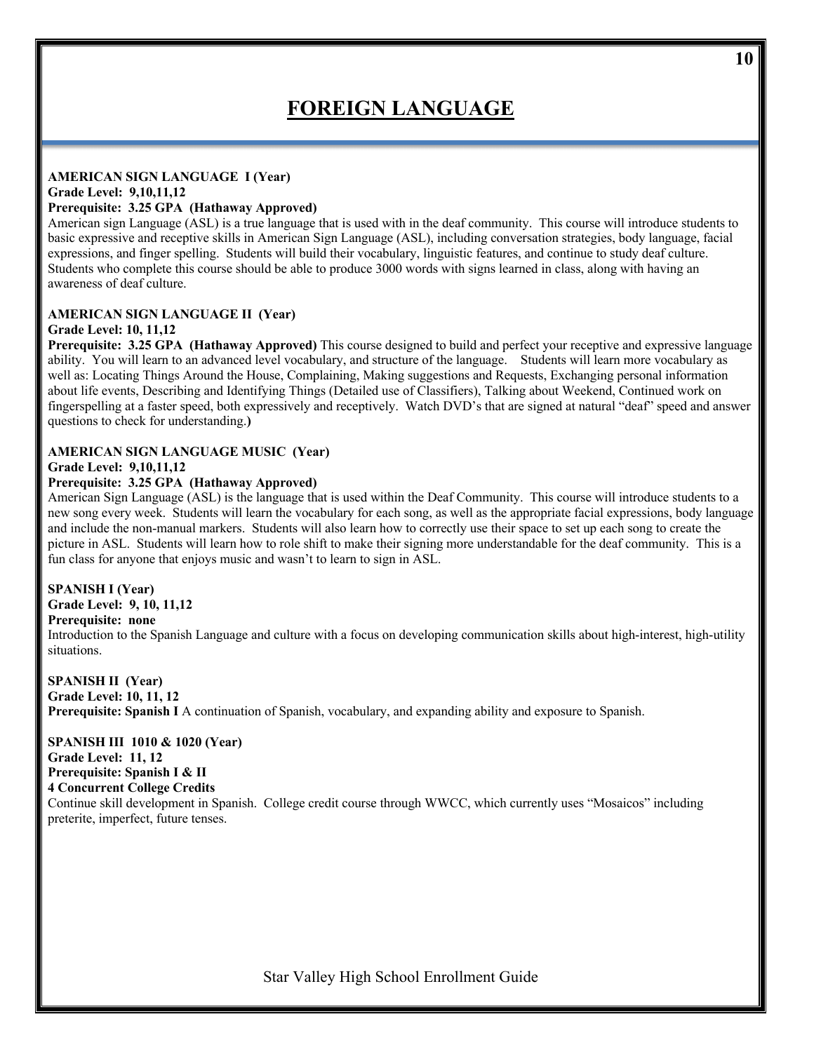# FOREIGN LANGUAGE

**AMERICAN SIGN LANGUAGE I (Year)**
**Grade Level: 9,10,11,12**
**Prerequisite: 3.25 GPA (Hathaway Approved)**
American sign Language (ASL) is a true language that is used with in the deaf community. This course will introduce students to basic expressive and receptive skills in American Sign Language (ASL), including conversation strategies, body language, facial expressions, and finger spelling. Students will build their vocabulary, linguistic features, and continue to study deaf culture. Students who complete this course should be able to produce 3000 words with signs learned in class, along with having an awareness of deaf culture.

**AMERICAN SIGN LANGUAGE II (Year)**
**Grade Level: 10, 11,12**
**Prerequisite: 3.25 GPA (Hathaway Approved)** This course designed to build and perfect your receptive and expressive language ability. You will learn to an advanced level vocabulary, and structure of the language. Students will learn more vocabulary as well as: Locating Things Around the House, Complaining, Making suggestions and Requests, Exchanging personal information about life events, Describing and Identifying Things (Detailed use of Classifiers), Talking about Weekend, Continued work on fingerspelling at a faster speed, both expressively and receptively. Watch DVD's that are signed at natural "deaf" speed and answer questions to check for understanding.**)**

**AMERICAN SIGN LANGUAGE MUSIC (Year)**
**Grade Level: 9,10,11,12**
**Prerequisite: 3.25 GPA (Hathaway Approved)**
American Sign Language (ASL) is the language that is used within the Deaf Community. This course will introduce students to a new song every week. Students will learn the vocabulary for each song, as well as the appropriate facial expressions, body language and include the non-manual markers. Students will also learn how to correctly use their space to set up each song to create the picture in ASL. Students will learn how to role shift to make their signing more understandable for the deaf community. This is a fun class for anyone that enjoys music and wasn't to learn to sign in ASL.

**SPANISH I (Year)**
**Grade Level: 9, 10, 11,12**
**Prerequisite: none**
Introduction to the Spanish Language and culture with a focus on developing communication skills about high-interest, high-utility situations.

**SPANISH II (Year)**
**Grade Level: 10, 11, 12**
**Prerequisite: Spanish I** A continuation of Spanish, vocabulary, and expanding ability and exposure to Spanish.

**SPANISH III 1010 & 1020 (Year)**
**Grade Level: 11, 12**
**Prerequisite: Spanish I & II**
**4 Concurrent College Credits**
Continue skill development in Spanish. College credit course through WWCC, which currently uses "Mosaicos" including preterite, imperfect, future tenses.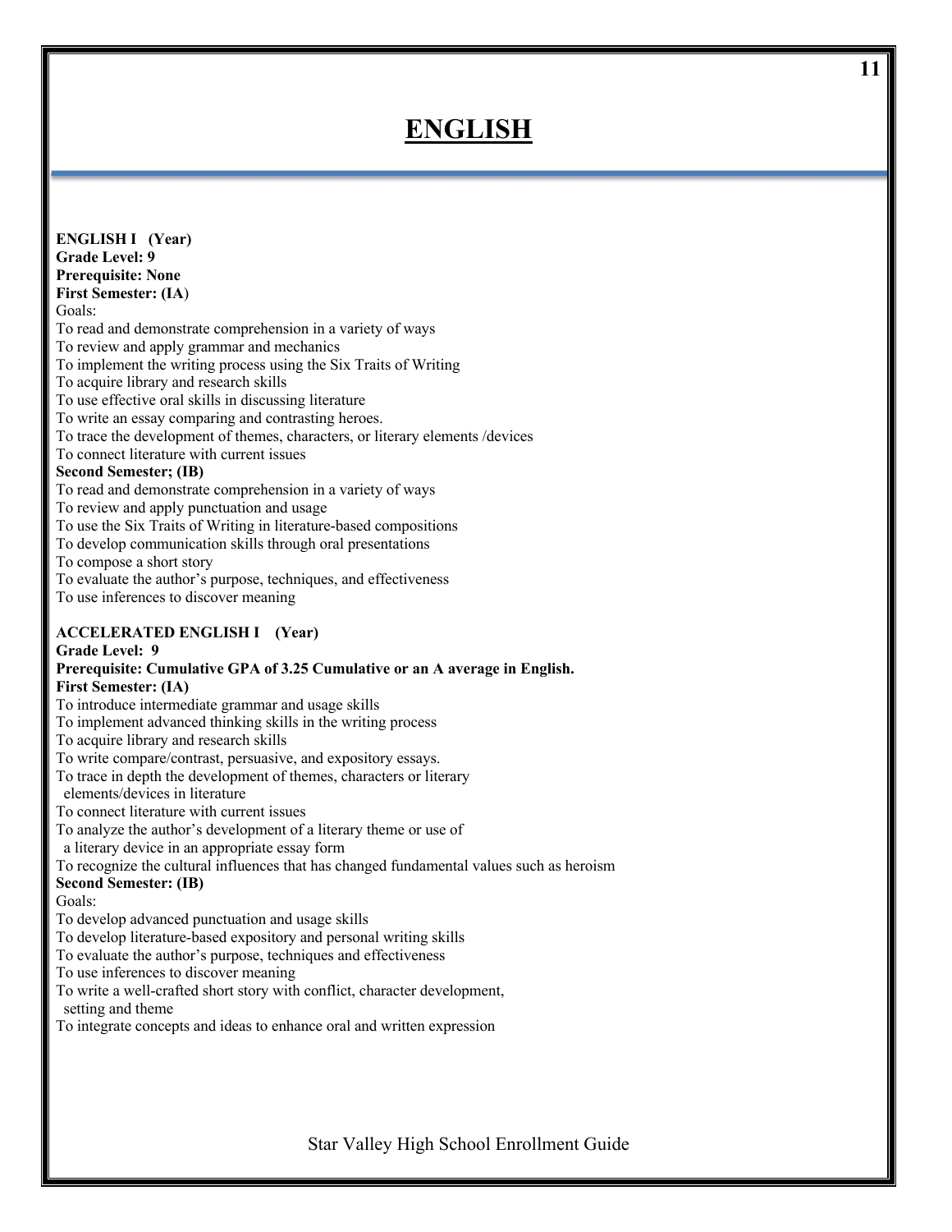# ENGLISH

**ENGLISH I (Year)**
**Grade Level: 9**
**Prerequisite: None**
**First Semester: (IA)**

Goals:

To read and demonstrate comprehension in a variety of ways
To review and apply grammar and mechanics
To implement the writing process using the Six Traits of Writing
To acquire library and research skills
To use effective oral skills in discussing literature
To write an essay comparing and contrasting heroes.
To trace the development of themes, characters, or literary elements /devices
To connect literature with current issues

**Second Semester; (IB)**

To read and demonstrate comprehension in a variety of ways
To review and apply punctuation and usage
To use the Six Traits of Writing in literature-based compositions
To develop communication skills through oral presentations
To compose a short story
To evaluate the author's purpose, techniques, and effectiveness
To use inferences to discover meaning

**ACCELERATED ENGLISH I (Year)**
**Grade Level: 9**
**Prerequisite: Cumulative GPA of 3.25 Cumulative or an A average in English.**
**First Semester: (IA)**

To introduce intermediate grammar and usage skills
To implement advanced thinking skills in the writing process
To acquire library and research skills
To write compare/contrast, persuasive, and expository essays.
To trace in depth the development of themes, characters or literary elements/devices in literature
To connect literature with current issues
To analyze the author's development of a literary theme or use of a literary device in an appropriate essay form
To recognize the cultural influences that has changed fundamental values such as heroism

**Second Semester: (IB)**

Goals:

To develop advanced punctuation and usage skills
To develop literature-based expository and personal writing skills
To evaluate the author's purpose, techniques and effectiveness
To use inferences to discover meaning
To write a well-crafted short story with conflict, character development, setting and theme
To integrate concepts and ideas to enhance oral and written expression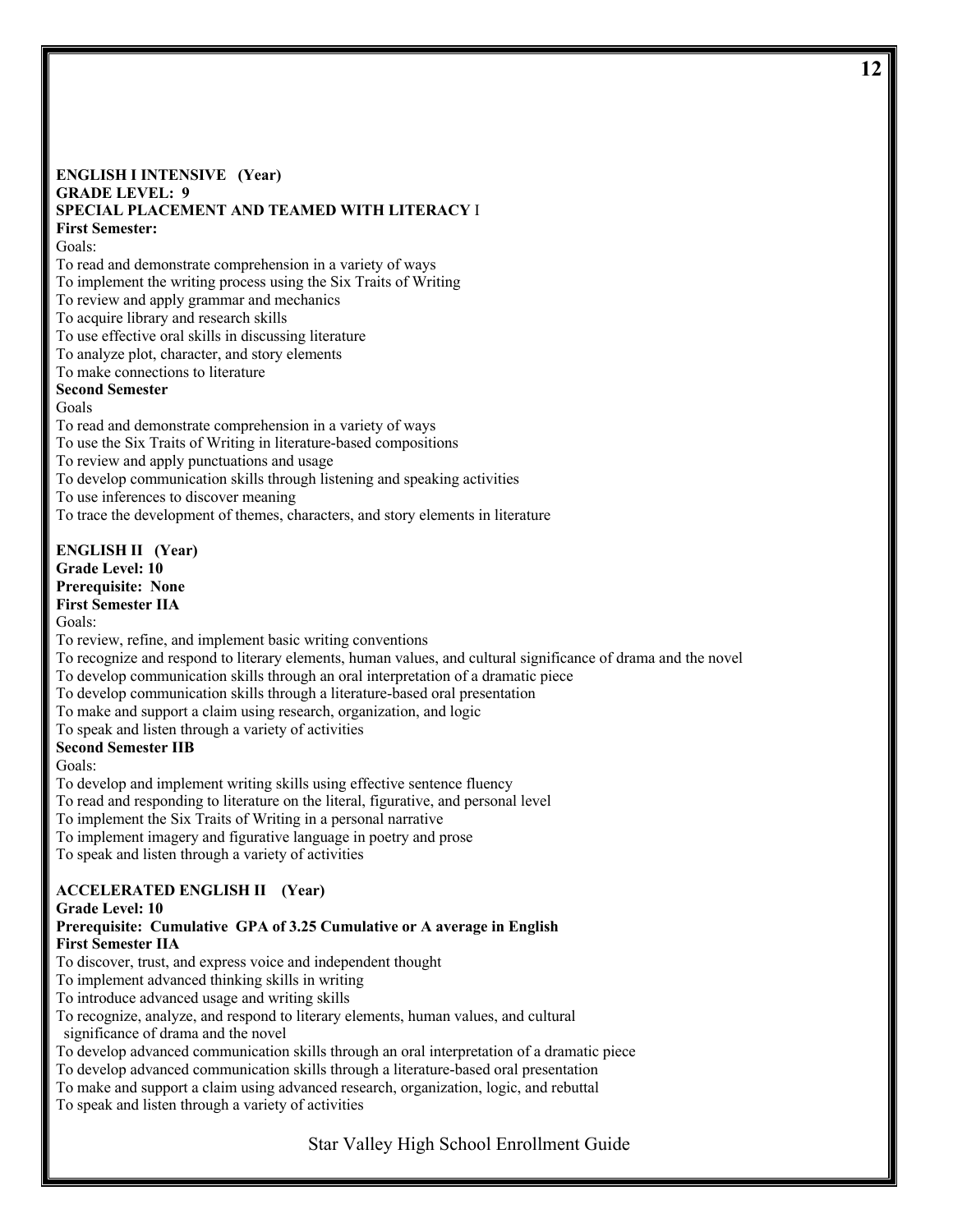**ENGLISH I INTENSIVE (Year)**
**GRADE LEVEL: 9**
**SPECIAL PLACEMENT AND TEAMED WITH LITERACY** I
**First Semester:**

Goals:

To read and demonstrate comprehension in a variety of ways
To implement the writing process using the Six Traits of Writing
To review and apply grammar and mechanics
To acquire library and research skills
To use effective oral skills in discussing literature
To analyze plot, character, and story elements
To make connections to literature

**Second Semester**

Goals

To read and demonstrate comprehension in a variety of ways
To use the Six Traits of Writing in literature-based compositions
To review and apply punctuations and usage
To develop communication skills through listening and speaking activities
To use inferences to discover meaning
To trace the development of themes, characters, and story elements in literature

**ENGLISH II (Year)**
**Grade Level: 10**
**Prerequisite: None**
**First Semester IIA**

Goals:

To review, refine, and implement basic writing conventions
To recognize and respond to literary elements, human values, and cultural significance of drama and the novel
To develop communication skills through an oral interpretation of a dramatic piece
To develop communication skills through a literature-based oral presentation
To make and support a claim using research, organization, and logic
To speak and listen through a variety of activities

**Second Semester IIB**

Goals:

To develop and implement writing skills using effective sentence fluency
To read and responding to literature on the literal, figurative, and personal level
To implement the Six Traits of Writing in a personal narrative
To implement imagery and figurative language in poetry and prose
To speak and listen through a variety of activities

**ACCELERATED ENGLISH II (Year)**
**Grade Level: 10**
**Prerequisite: Cumulative GPA of 3.25 Cumulative or A average in English**
**First Semester IIA**

To discover, trust, and express voice and independent thought
To implement advanced thinking skills in writing
To introduce advanced usage and writing skills
To recognize, analyze, and respond to literary elements, human values, and cultural significance of drama and the novel
To develop advanced communication skills through an oral interpretation of a dramatic piece
To develop advanced communication skills through a literature-based oral presentation
To make and support a claim using advanced research, organization, logic, and rebuttal
To speak and listen through a variety of activities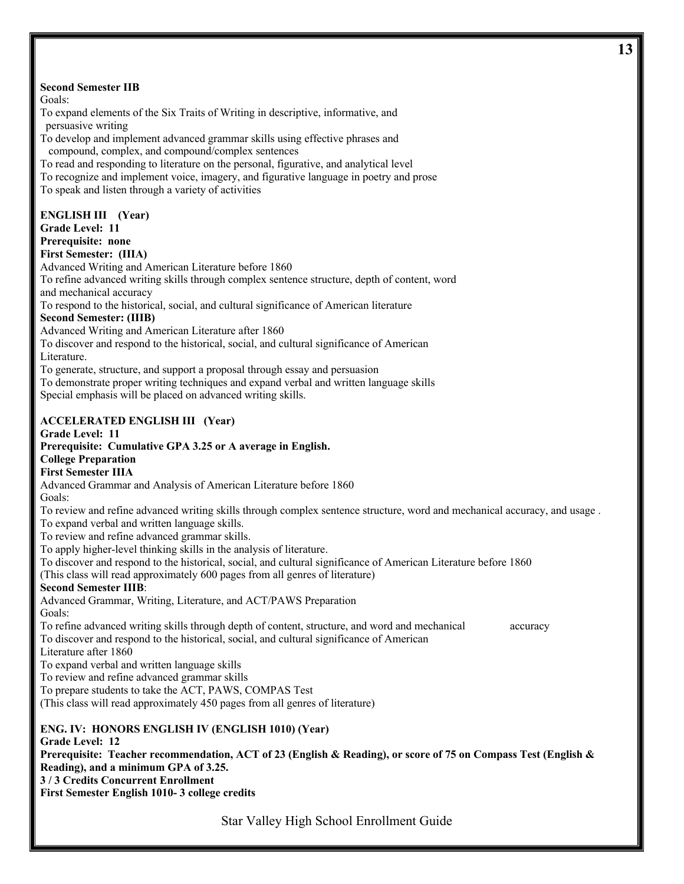**Second Semester IIB**

Goals:

To expand elements of the Six Traits of Writing in descriptive, informative, and persuasive writing

To develop and implement advanced grammar skills using effective phrases and compound, complex, and compound/complex sentences

To read and responding to literature on the personal, figurative, and analytical level

To recognize and implement voice, imagery, and figurative language in poetry and prose

To speak and listen through a variety of activities

**ENGLISH III (Year)**

**Grade Level: 11**

**Prerequisite: none**

**First Semester: (IIIA)**

Advanced Writing and American Literature before 1860

To refine advanced writing skills through complex sentence structure, depth of content, word and mechanical accuracy

To respond to the historical, social, and cultural significance of American literature

**Second Semester: (IIIB)**

Advanced Writing and American Literature after 1860

To discover and respond to the historical, social, and cultural significance of American Literature.

To generate, structure, and support a proposal through essay and persuasion

To demonstrate proper writing techniques and expand verbal and written language skills

Special emphasis will be placed on advanced writing skills.

**ACCELERATED ENGLISH III (Year)**

**Grade Level: 11**

**Prerequisite: Cumulative GPA 3.25 or A average in English.**

**College Preparation**

**First Semester IIIA**

Advanced Grammar and Analysis of American Literature before 1860

Goals:

To review and refine advanced writing skills through complex sentence structure, word and mechanical accuracy, and usage .

To expand verbal and written language skills.

To review and refine advanced grammar skills.

To apply higher-level thinking skills in the analysis of literature.

To discover and respond to the historical, social, and cultural significance of American Literature before 1860

(This class will read approximately 600 pages from all genres of literature)

**Second Semester IIIB**:

Advanced Grammar, Writing, Literature, and ACT/PAWS Preparation

Goals:

To refine advanced writing skills through depth of content, structure, and word and mechanical accuracy

To discover and respond to the historical, social, and cultural significance of American Literature after 1860

To expand verbal and written language skills

To review and refine advanced grammar skills

To prepare students to take the ACT, PAWS, COMPAS Test

(This class will read approximately 450 pages from all genres of literature)

**ENG. IV: HONORS ENGLISH IV (ENGLISH 1010) (Year)**

**Grade Level: 12**

**Prerequisite: Teacher recommendation, ACT of 23 (English & Reading), or score of 75 on Compass Test (English & Reading), and a minimum GPA of 3.25.**

**3 / 3 Credits Concurrent Enrollment**

**First Semester English 1010- 3 college credits**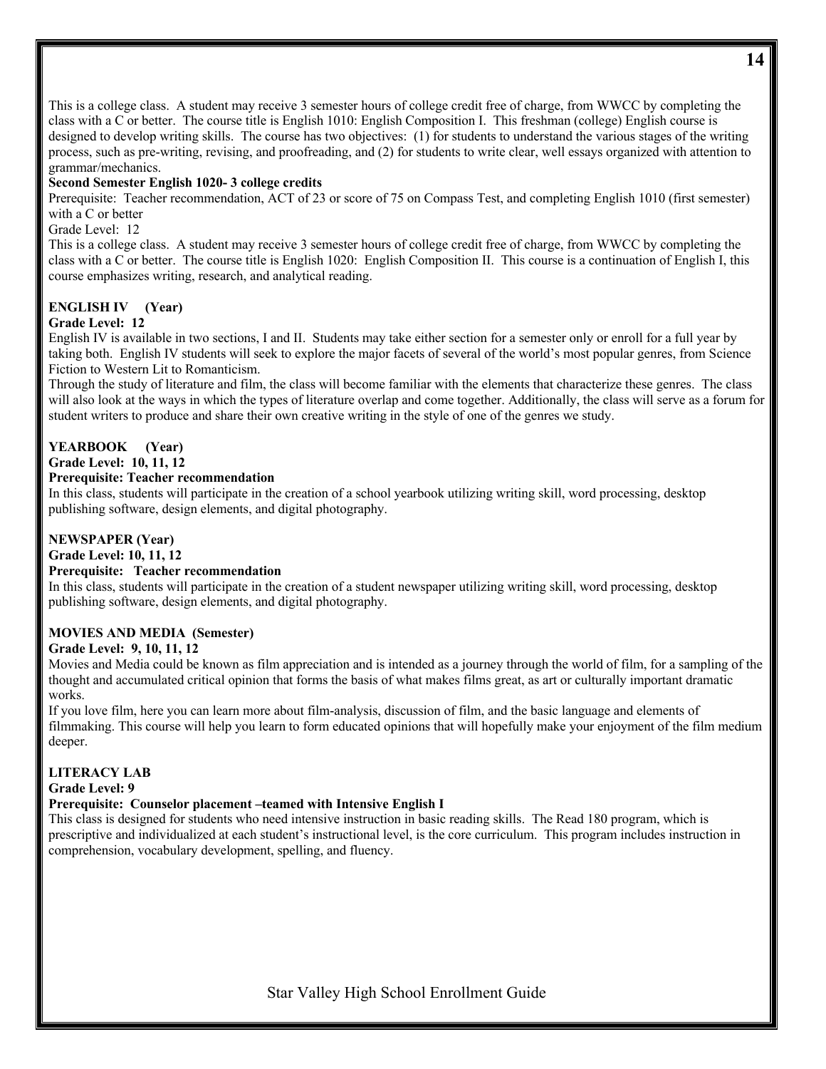This is a college class. A student may receive 3 semester hours of college credit free of charge, from WWCC by completing the class with a C or better. The course title is English 1010: English Composition I. This freshman (college) English course is designed to develop writing skills. The course has two objectives: (1) for students to understand the various stages of the writing process, such as pre-writing, revising, and proofreading, and (2) for students to write clear, well essays organized with attention to grammar/mechanics.

**Second Semester English 1020- 3 college credits**

Prerequisite: Teacher recommendation, ACT of 23 or score of 75 on Compass Test, and completing English 1010 (first semester) with a C or better

Grade Level: 12

This is a college class. A student may receive 3 semester hours of college credit free of charge, from WWCC by completing the class with a C or better. The course title is English 1020: English Composition II. This course is a continuation of English I, this course emphasizes writing, research, and analytical reading.

**ENGLISH IV (Year)**

**Grade Level: 12**

English IV is available in two sections, I and II. Students may take either section for a semester only or enroll for a full year by taking both. English IV students will seek to explore the major facets of several of the world's most popular genres, from Science Fiction to Western Lit to Romanticism.

Through the study of literature and film, the class will become familiar with the elements that characterize these genres. The class will also look at the ways in which the types of literature overlap and come together. Additionally, the class will serve as a forum for student writers to produce and share their own creative writing in the style of one of the genres we study.

**YEARBOOK (Year)**

**Grade Level: 10, 11, 12**

**Prerequisite: Teacher recommendation**

In this class, students will participate in the creation of a school yearbook utilizing writing skill, word processing, desktop publishing software, design elements, and digital photography.

**NEWSPAPER (Year)**

**Grade Level: 10, 11, 12**

**Prerequisite: Teacher recommendation**

In this class, students will participate in the creation of a student newspaper utilizing writing skill, word processing, desktop publishing software, design elements, and digital photography.

**MOVIES AND MEDIA (Semester)**

**Grade Level: 9, 10, 11, 12**

Movies and Media could be known as film appreciation and is intended as a journey through the world of film, for a sampling of the thought and accumulated critical opinion that forms the basis of what makes films great, as art or culturally important dramatic works.

If you love film, here you can learn more about film-analysis, discussion of film, and the basic language and elements of filmmaking. This course will help you learn to form educated opinions that will hopefully make your enjoyment of the film medium deeper.

**LITERACY LAB**

**Grade Level: 9**

**Prerequisite: Counselor placement –teamed with Intensive English I**

This class is designed for students who need intensive instruction in basic reading skills. The Read 180 program, which is prescriptive and individualized at each student's instructional level, is the core curriculum. This program includes instruction in comprehension, vocabulary development, spelling, and fluency.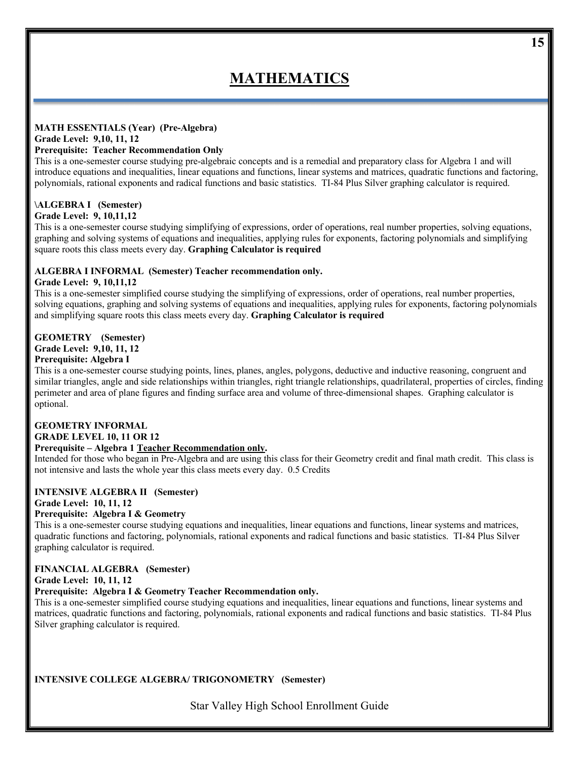# MATHEMATICS

**MATH ESSENTIALS (Year) (Pre-Algebra)**
**Grade Level: 9,10, 11, 12**
**Prerequisite: Teacher Recommendation Only**
This is a one-semester course studying pre-algebraic concepts and is a remedial and preparatory class for Algebra 1 and will introduce equations and inequalities, linear equations and functions, linear systems and matrices, quadratic functions and factoring, polynomials, rational exponents and radical functions and basic statistics. TI-84 Plus Silver graphing calculator is required.

**\ALGEBRA I (Semester)**
**Grade Level: 9, 10,11,12**
This is a one-semester course studying simplifying of expressions, order of operations, real number properties, solving equations, graphing and solving systems of equations and inequalities, applying rules for exponents, factoring polynomials and simplifying square roots this class meets every day. **Graphing Calculator is required**

**ALGEBRA I INFORMAL (Semester) Teacher recommendation only.**
**Grade Level: 9, 10,11,12**
This is a one-semester simplified course studying the simplifying of expressions, order of operations, real number properties, solving equations, graphing and solving systems of equations and inequalities, applying rules for exponents, factoring polynomials and simplifying square roots this class meets every day. **Graphing Calculator is required**

**GEOMETRY (Semester)**
**Grade Level: 9,10, 11, 12**
**Prerequisite: Algebra I**
This is a one-semester course studying points, lines, planes, angles, polygons, deductive and inductive reasoning, congruent and similar triangles, angle and side relationships within triangles, right triangle relationships, quadrilateral, properties of circles, finding perimeter and area of plane figures and finding surface area and volume of three-dimensional shapes. Graphing calculator is optional.

**GEOMETRY INFORMAL**
**GRADE LEVEL 10, 11 OR 12**
**Prerequisite – Algebra 1 Teacher Recommendation only.**
Intended for those who began in Pre-Algebra and are using this class for their Geometry credit and final math credit. This class is not intensive and lasts the whole year this class meets every day. 0.5 Credits

**INTENSIVE ALGEBRA II (Semester)**
**Grade Level: 10, 11, 12**
**Prerequisite: Algebra I & Geometry**
This is a one-semester course studying equations and inequalities, linear equations and functions, linear systems and matrices, quadratic functions and factoring, polynomials, rational exponents and radical functions and basic statistics. TI-84 Plus Silver graphing calculator is required.

**FINANCIAL ALGEBRA (Semester)**
**Grade Level: 10, 11, 12**
**Prerequisite: Algebra I & Geometry Teacher Recommendation only.**
This is a one-semester simplified course studying equations and inequalities, linear equations and functions, linear systems and matrices, quadratic functions and factoring, polynomials, rational exponents and radical functions and basic statistics. TI-84 Plus Silver graphing calculator is required.

**INTENSIVE COLLEGE ALGEBRA/ TRIGONOMETRY (Semester)**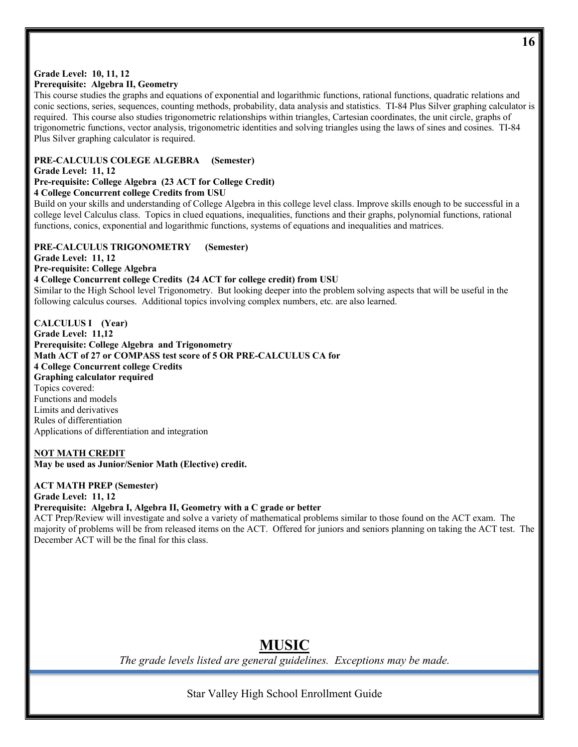**Grade Level: 10, 11, 12**
**Prerequisite: Algebra II, Geometry**
This course studies the graphs and equations of exponential and logarithmic functions, rational functions, quadratic relations and conic sections, series, sequences, counting methods, probability, data analysis and statistics. TI-84 Plus Silver graphing calculator is required. This course also studies trigonometric relationships within triangles, Cartesian coordinates, the unit circle, graphs of trigonometric functions, vector analysis, trigonometric identities and solving triangles using the laws of sines and cosines. TI-84 Plus Silver graphing calculator is required.

**PRE-CALCULUS COLEGE ALGEBRA (Semester)**
**Grade Level: 11, 12**
**Pre-requisite: College Algebra (23 ACT for College Credit)**
**4 College Concurrent college Credits from USU**
Build on your skills and understanding of College Algebra in this college level class. Improve skills enough to be successful in a college level Calculus class. Topics in clued equations, inequalities, functions and their graphs, polynomial functions, rational functions, conics, exponential and logarithmic functions, systems of equations and inequalities and matrices.

**PRE-CALCULUS TRIGONOMETRY (Semester)**
**Grade Level: 11, 12**
**Pre-requisite: College Algebra**
**4 College Concurrent college Credits (24 ACT for college credit) from USU**
Similar to the High School level Trigonometry. But looking deeper into the problem solving aspects that will be useful in the following calculus courses. Additional topics involving complex numbers, etc. are also learned.

**CALCULUS I (Year)**
**Grade Level: 11,12**
**Prerequisite: College Algebra and Trigonometry**
**Math ACT of 27 or COMPASS test score of 5 OR PRE-CALCULUS CA for**
**4 College Concurrent college Credits**
**Graphing calculator required**
Topics covered:
Functions and models
Limits and derivatives
Rules of differentiation
Applications of differentiation and integration

**<u>NOT MATH CREDIT</u>**
**May be used as Junior/Senior Math (Elective) credit.**

**ACT MATH PREP (Semester)**
**Grade Level: 11, 12**
**Prerequisite: Algebra I, Algebra II, Geometry with a C grade or better**
ACT Prep/Review will investigate and solve a variety of mathematical problems similar to those found on the ACT exam. The majority of problems will be from released items on the ACT. Offered for juniors and seniors planning on taking the ACT test. The December ACT will be the final for this class.

# MUSIC

*The grade levels listed are general guidelines. Exceptions may be made.*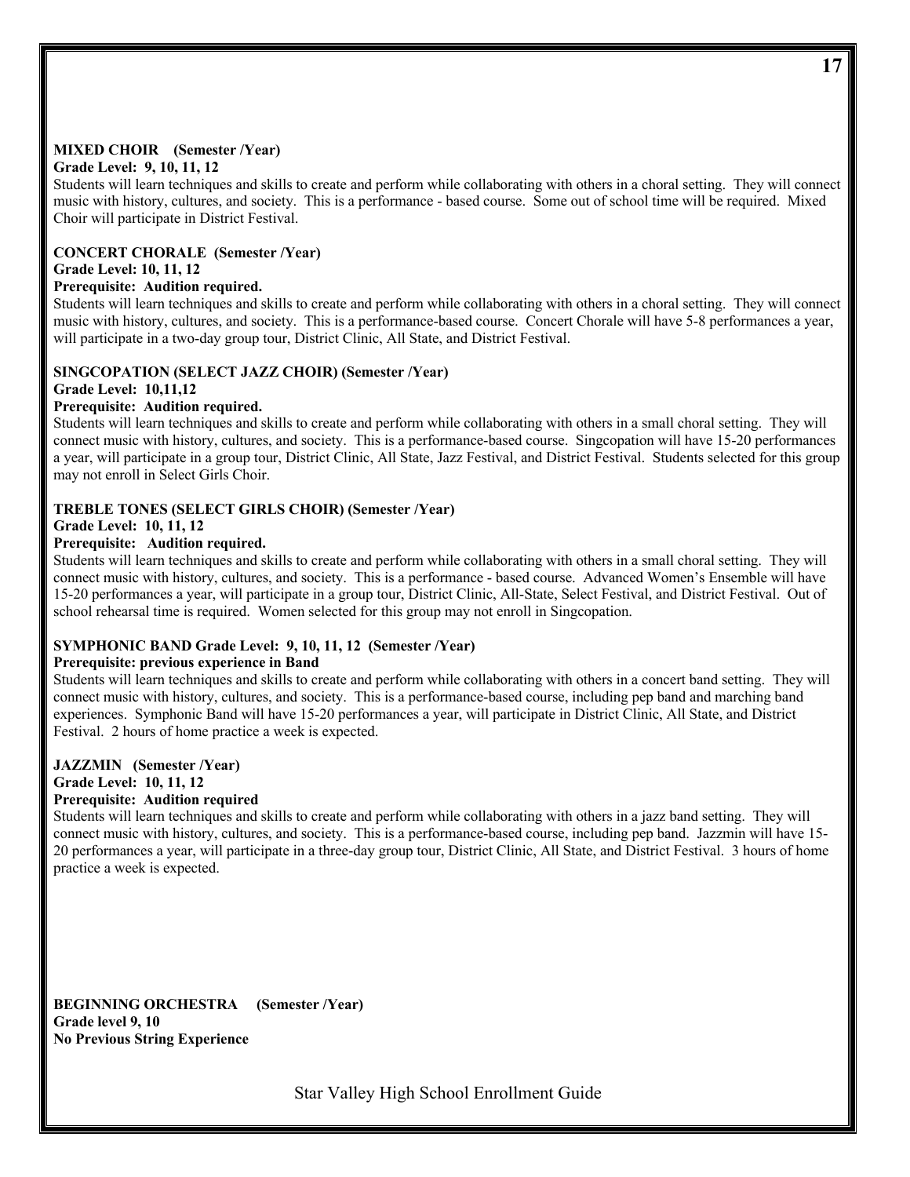**MIXED CHOIR (Semester /Year)**
**Grade Level: 9, 10, 11, 12**

Students will learn techniques and skills to create and perform while collaborating with others in a choral setting. They will connect music with history, cultures, and society. This is a performance - based course. Some out of school time will be required. Mixed Choir will participate in District Festival.

**CONCERT CHORALE (Semester /Year)**
**Grade Level: 10, 11, 12**
**Prerequisite: Audition required.**

Students will learn techniques and skills to create and perform while collaborating with others in a choral setting. They will connect music with history, cultures, and society. This is a performance-based course. Concert Chorale will have 5-8 performances a year, will participate in a two-day group tour, District Clinic, All State, and District Festival.

**SINGCOPATION (SELECT JAZZ CHOIR) (Semester /Year)**
**Grade Level: 10,11,12**
**Prerequisite: Audition required.**

Students will learn techniques and skills to create and perform while collaborating with others in a small choral setting. They will connect music with history, cultures, and society. This is a performance-based course. Singcopation will have 15-20 performances a year, will participate in a group tour, District Clinic, All State, Jazz Festival, and District Festival. Students selected for this group may not enroll in Select Girls Choir.

**TREBLE TONES (SELECT GIRLS CHOIR) (Semester /Year)**
**Grade Level: 10, 11, 12**
**Prerequisite: Audition required.**

Students will learn techniques and skills to create and perform while collaborating with others in a small choral setting. They will connect music with history, cultures, and society. This is a performance - based course. Advanced Women's Ensemble will have 15-20 performances a year, will participate in a group tour, District Clinic, All-State, Select Festival, and District Festival. Out of school rehearsal time is required. Women selected for this group may not enroll in Singcopation.

**SYMPHONIC BAND Grade Level: 9, 10, 11, 12 (Semester /Year)**
**Prerequisite: previous experience in Band**

Students will learn techniques and skills to create and perform while collaborating with others in a concert band setting. They will connect music with history, cultures, and society. This is a performance-based course, including pep band and marching band experiences. Symphonic Band will have 15-20 performances a year, will participate in District Clinic, All State, and District Festival. 2 hours of home practice a week is expected.

**JAZZMIN (Semester /Year)**
**Grade Level: 10, 11, 12**
**Prerequisite: Audition required**

Students will learn techniques and skills to create and perform while collaborating with others in a jazz band setting. They will connect music with history, cultures, and society. This is a performance-based course, including pep band. Jazzmin will have 15-20 performances a year, will participate in a three-day group tour, District Clinic, All State, and District Festival. 3 hours of home practice a week is expected.

**BEGINNING ORCHESTRA (Semester /Year)**
**Grade level 9, 10**
**No Previous String Experience**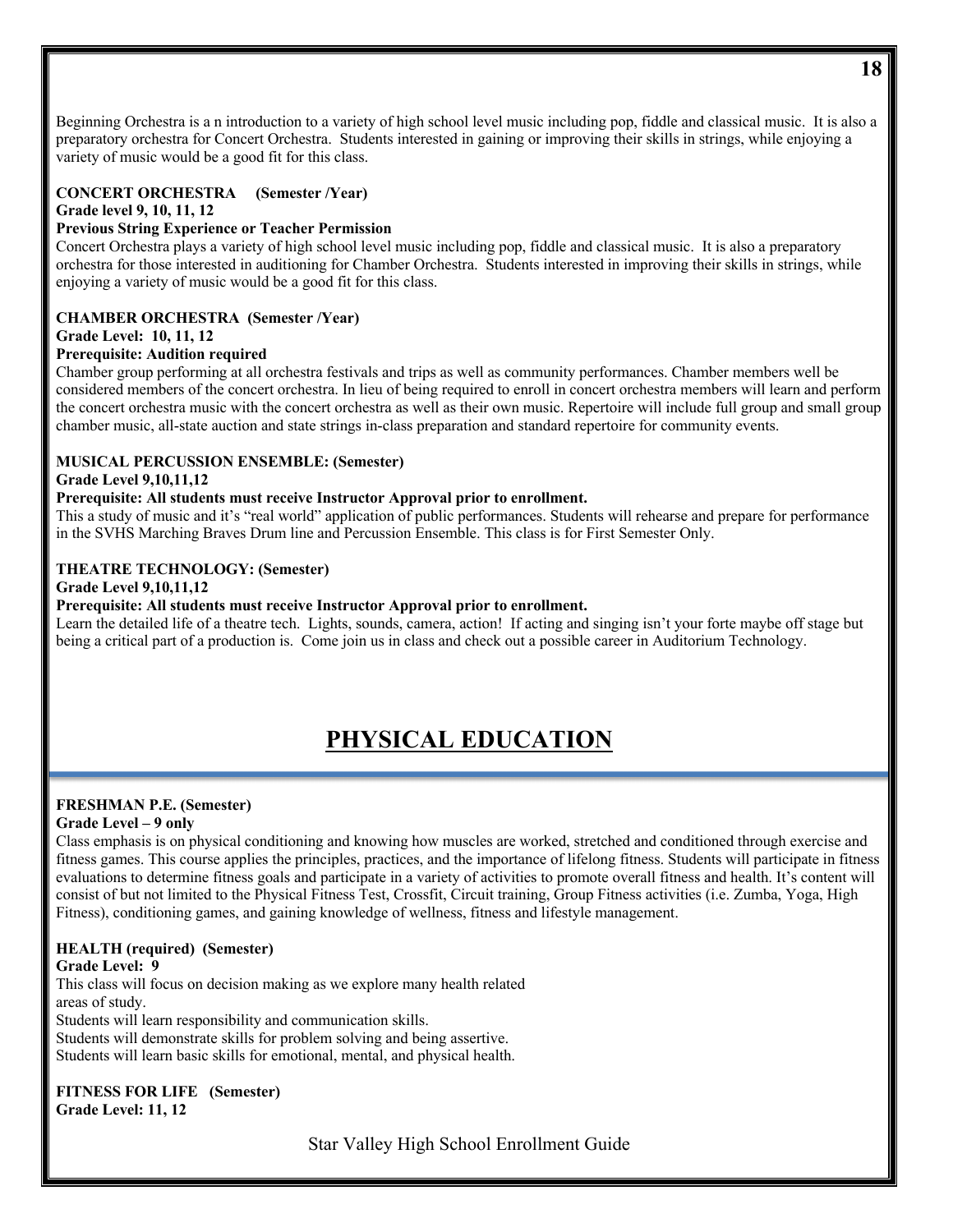Beginning Orchestra is a n introduction to a variety of high school level music including pop, fiddle and classical music. It is also a preparatory orchestra for Concert Orchestra. Students interested in gaining or improving their skills in strings, while enjoying a variety of music would be a good fit for this class.

**CONCERT ORCHESTRA (Semester /Year)**
**Grade level 9, 10, 11, 12**
**Previous String Experience or Teacher Permission**
Concert Orchestra plays a variety of high school level music including pop, fiddle and classical music. It is also a preparatory orchestra for those interested in auditioning for Chamber Orchestra. Students interested in improving their skills in strings, while enjoying a variety of music would be a good fit for this class.

**CHAMBER ORCHESTRA (Semester /Year)**
**Grade Level: 10, 11, 12**
**Prerequisite: Audition required**
Chamber group performing at all orchestra festivals and trips as well as community performances. Chamber members well be considered members of the concert orchestra. In lieu of being required to enroll in concert orchestra members will learn and perform the concert orchestra music with the concert orchestra as well as their own music. Repertoire will include full group and small group chamber music, all-state auction and state strings in-class preparation and standard repertoire for community events.

**MUSICAL PERCUSSION ENSEMBLE: (Semester)**
**Grade Level 9,10,11,12**
**Prerequisite: All students must receive Instructor Approval prior to enrollment.**
This a study of music and it's "real world" application of public performances. Students will rehearse and prepare for performance in the SVHS Marching Braves Drum line and Percussion Ensemble. This class is for First Semester Only.

**THEATRE TECHNOLOGY: (Semester)**
**Grade Level 9,10,11,12**
**Prerequisite: All students must receive Instructor Approval prior to enrollment.**
Learn the detailed life of a theatre tech. Lights, sounds, camera, action! If acting and singing isn't your forte maybe off stage but being a critical part of a production is. Come join us in class and check out a possible career in Auditorium Technology.

# PHYSICAL EDUCATION

**FRESHMAN P.E. (Semester)**
**Grade Level – 9 only**
Class emphasis is on physical conditioning and knowing how muscles are worked, stretched and conditioned through exercise and fitness games. This course applies the principles, practices, and the importance of lifelong fitness. Students will participate in fitness evaluations to determine fitness goals and participate in a variety of activities to promote overall fitness and health. It's content will consist of but not limited to the Physical Fitness Test, Crossfit, Circuit training, Group Fitness activities (i.e. Zumba, Yoga, High Fitness), conditioning games, and gaining knowledge of wellness, fitness and lifestyle management.

**HEALTH (required) (Semester)**
**Grade Level: 9**
This class will focus on decision making as we explore many health related areas of study.
Students will learn responsibility and communication skills.
Students will demonstrate skills for problem solving and being assertive.
Students will learn basic skills for emotional, mental, and physical health.

**FITNESS FOR LIFE (Semester)**
**Grade Level: 11, 12**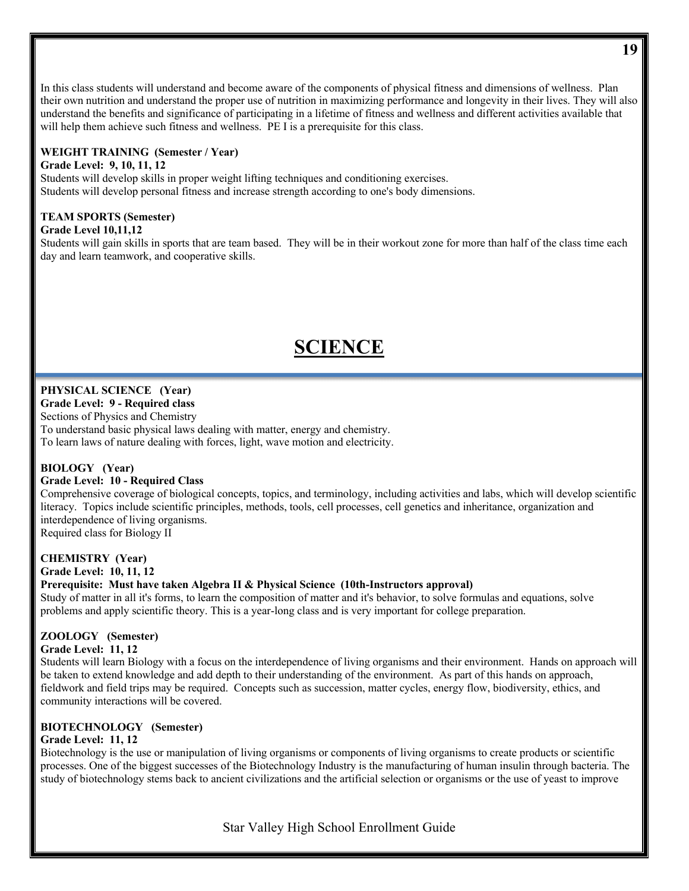In this class students will understand and become aware of the components of physical fitness and dimensions of wellness. Plan their own nutrition and understand the proper use of nutrition in maximizing performance and longevity in their lives. They will also understand the benefits and significance of participating in a lifetime of fitness and wellness and different activities available that will help them achieve such fitness and wellness. PE I is a prerequisite for this class.

**WEIGHT TRAINING (Semester / Year)**
**Grade Level: 9, 10, 11, 12**
Students will develop skills in proper weight lifting techniques and conditioning exercises.
Students will develop personal fitness and increase strength according to one's body dimensions.

**TEAM SPORTS (Semester)**
**Grade Level 10,11,12**
Students will gain skills in sports that are team based. They will be in their workout zone for more than half of the class time each day and learn teamwork, and cooperative skills.

# SCIENCE

**PHYSICAL SCIENCE (Year)**
**Grade Level: 9 - Required class**
Sections of Physics and Chemistry
To understand basic physical laws dealing with matter, energy and chemistry.
To learn laws of nature dealing with forces, light, wave motion and electricity.

**BIOLOGY (Year)**
**Grade Level: 10 - Required Class**
Comprehensive coverage of biological concepts, topics, and terminology, including activities and labs, which will develop scientific literacy. Topics include scientific principles, methods, tools, cell processes, cell genetics and inheritance, organization and interdependence of living organisms.
Required class for Biology II

**CHEMISTRY (Year)**
**Grade Level: 10, 11, 12**
**Prerequisite: Must have taken Algebra II & Physical Science (10th-Instructors approval)**
Study of matter in all it's forms, to learn the composition of matter and it's behavior, to solve formulas and equations, solve problems and apply scientific theory. This is a year-long class and is very important for college preparation.

**ZOOLOGY (Semester)**
**Grade Level: 11, 12**
Students will learn Biology with a focus on the interdependence of living organisms and their environment. Hands on approach will be taken to extend knowledge and add depth to their understanding of the environment. As part of this hands on approach, fieldwork and field trips may be required. Concepts such as succession, matter cycles, energy flow, biodiversity, ethics, and community interactions will be covered.

**BIOTECHNOLOGY (Semester)**
**Grade Level: 11, 12**
Biotechnology is the use or manipulation of living organisms or components of living organisms to create products or scientific processes. One of the biggest successes of the Biotechnology Industry is the manufacturing of human insulin through bacteria. The study of biotechnology stems back to ancient civilizations and the artificial selection or organisms or the use of yeast to improve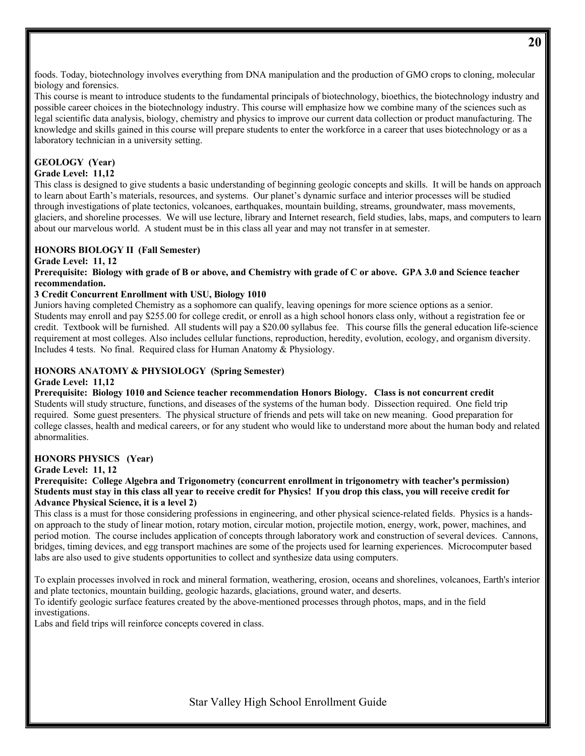foods. Today, biotechnology involves everything from DNA manipulation and the production of GMO crops to cloning, molecular biology and forensics.

This course is meant to introduce students to the fundamental principals of biotechnology, bioethics, the biotechnology industry and possible career choices in the biotechnology industry. This course will emphasize how we combine many of the sciences such as legal scientific data analysis, biology, chemistry and physics to improve our current data collection or product manufacturing. The knowledge and skills gained in this course will prepare students to enter the workforce in a career that uses biotechnology or as a laboratory technician in a university setting.

**GEOLOGY (Year)**
**Grade Level: 11,12**

This class is designed to give students a basic understanding of beginning geologic concepts and skills. It will be hands on approach to learn about Earth's materials, resources, and systems. Our planet's dynamic surface and interior processes will be studied through investigations of plate tectonics, volcanoes, earthquakes, mountain building, streams, groundwater, mass movements, glaciers, and shoreline processes. We will use lecture, library and Internet research, field studies, labs, maps, and computers to learn about our marvelous world. A student must be in this class all year and may not transfer in at semester.

**HONORS BIOLOGY II (Fall Semester)**
**Grade Level: 11, 12**
**Prerequisite: Biology with grade of B or above, and Chemistry with grade of C or above. GPA 3.0 and Science teacher recommendation.**
**3 Credit Concurrent Enrollment with USU, Biology 1010**

Juniors having completed Chemistry as a sophomore can qualify, leaving openings for more science options as a senior.
Students may enroll and pay $255.00 for college credit, or enroll as a high school honors class only, without a registration fee or credit. Textbook will be furnished. All students will pay a $20.00 syllabus fee. This course fills the general education life-science requirement at most colleges. Also includes cellular functions, reproduction, heredity, evolution, ecology, and organism diversity. Includes 4 tests. No final. Required class for Human Anatomy & Physiology.

**HONORS ANATOMY & PHYSIOLOGY (Spring Semester)**
**Grade Level: 11,12**
**Prerequisite: Biology 1010 and Science teacher recommendation Honors Biology. Class is not concurrent credit**

Students will study structure, functions, and diseases of the systems of the human body. Dissection required. One field trip required. Some guest presenters. The physical structure of friends and pets will take on new meaning. Good preparation for college classes, health and medical careers, or for any student who would like to understand more about the human body and related abnormalities.

**HONORS PHYSICS (Year)**
**Grade Level: 11, 12**
**Prerequisite: College Algebra and Trigonometry (concurrent enrollment in trigonometry with teacher's permission) Students must stay in this class all year to receive credit for Physics! If you drop this class, you will receive credit for Advance Physical Science, it is a level 2)**

This class is a must for those considering professions in engineering, and other physical science-related fields. Physics is a hands-on approach to the study of linear motion, rotary motion, circular motion, projectile motion, energy, work, power, machines, and period motion. The course includes application of concepts through laboratory work and construction of several devices. Cannons, bridges, timing devices, and egg transport machines are some of the projects used for learning experiences. Microcomputer based labs are also used to give students opportunities to collect and synthesize data using computers.

To explain processes involved in rock and mineral formation, weathering, erosion, oceans and shorelines, volcanoes, Earth's interior and plate tectonics, mountain building, geologic hazards, glaciations, ground water, and deserts.
To identify geologic surface features created by the above-mentioned processes through photos, maps, and in the field investigations.
Labs and field trips will reinforce concepts covered in class.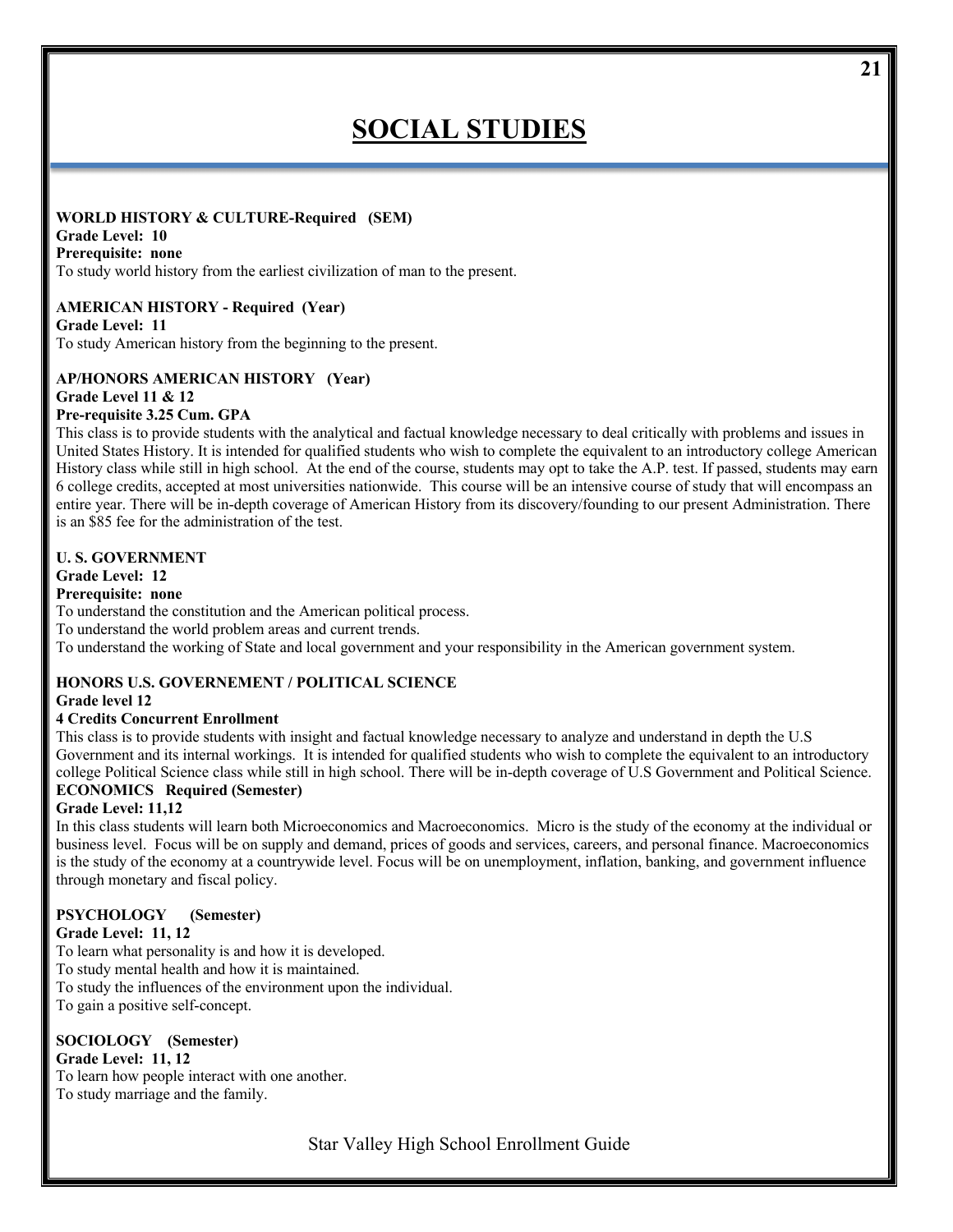# SOCIAL STUDIES

**WORLD HISTORY & CULTURE-Required (SEM)**
**Grade Level: 10**
**Prerequisite: none**
To study world history from the earliest civilization of man to the present.

**AMERICAN HISTORY - Required (Year)**
**Grade Level: 11**
To study American history from the beginning to the present.

**AP/HONORS AMERICAN HISTORY (Year)**
**Grade Level 11 & 12**
**Pre-requisite 3.25 Cum. GPA**
This class is to provide students with the analytical and factual knowledge necessary to deal critically with problems and issues in United States History. It is intended for qualified students who wish to complete the equivalent to an introductory college American History class while still in high school. At the end of the course, students may opt to take the A.P. test. If passed, students may earn 6 college credits, accepted at most universities nationwide. This course will be an intensive course of study that will encompass an entire year. There will be in-depth coverage of American History from its discovery/founding to our present Administration. There is an $85 fee for the administration of the test.

**U. S. GOVERNMENT**
**Grade Level: 12**
**Prerequisite: none**
To understand the constitution and the American political process.
To understand the world problem areas and current trends.
To understand the working of State and local government and your responsibility in the American government system.

**HONORS U.S. GOVERENEMENT / POLITICAL SCIENCE**
**Grade level 12**
**4 Credits Concurrent Enrollment**
This class is to provide students with insight and factual knowledge necessary to analyze and understand in depth the U.S Government and its internal workings. It is intended for qualified students who wish to complete the equivalent to an introductory college Political Science class while still in high school. There will be in-depth coverage of U.S Government and Political Science.

**ECONOMICS Required (Semester)**
**Grade Level: 11,12**
In this class students will learn both Microeconomics and Macroeconomics. Micro is the study of the economy at the individual or business level. Focus will be on supply and demand, prices of goods and services, careers, and personal finance. Macroeconomics is the study of the economy at a countrywide level. Focus will be on unemployment, inflation, banking, and government influence through monetary and fiscal policy.

**PSYCHOLOGY (Semester)**
**Grade Level: 11, 12**
To learn what personality is and how it is developed.
To study mental health and how it is maintained.
To study the influences of the environment upon the individual.
To gain a positive self-concept.

**SOCIOLOGY (Semester)**
**Grade Level: 11, 12**
To learn how people interact with one another.
To study marriage and the family.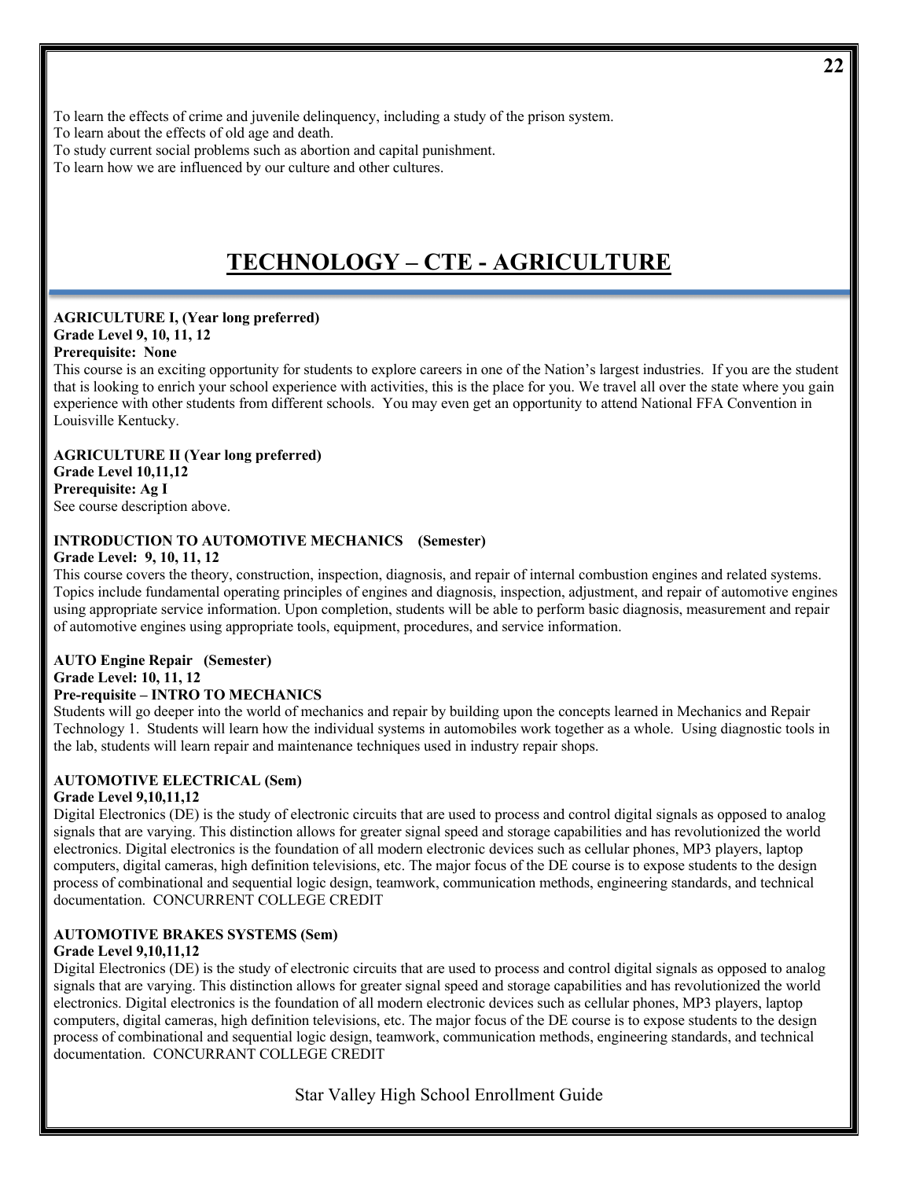To learn the effects of crime and juvenile delinquency, including a study of the prison system.
To learn about the effects of old age and death.
To study current social problems such as abortion and capital punishment.
To learn how we are influenced by our culture and other cultures.

# TECHNOLOGY – CTE - AGRICULTURE

**AGRICULTURE I, (Year long preferred)**
**Grade Level 9, 10, 11, 12**
**Prerequisite: None**
This course is an exciting opportunity for students to explore careers in one of the Nation's largest industries. If you are the student that is looking to enrich your school experience with activities, this is the place for you. We travel all over the state where you gain experience with other students from different schools. You may even get an opportunity to attend National FFA Convention in Louisville Kentucky.

**AGRICULTURE II (Year long preferred)**
**Grade Level 10,11,12**
**Prerequisite: Ag I**
See course description above.

**INTRODUCTION TO AUTOMOTIVE MECHANICS (Semester)**
**Grade Level: 9, 10, 11, 12**
This course covers the theory, construction, inspection, diagnosis, and repair of internal combustion engines and related systems. Topics include fundamental operating principles of engines and diagnosis, inspection, adjustment, and repair of automotive engines using appropriate service information. Upon completion, students will be able to perform basic diagnosis, measurement and repair of automotive engines using appropriate tools, equipment, procedures, and service information.

**AUTO Engine Repair (Semester)**
**Grade Level: 10, 11, 12**
**Pre-requisite – INTRO TO MECHANICS**
Students will go deeper into the world of mechanics and repair by building upon the concepts learned in Mechanics and Repair Technology 1. Students will learn how the individual systems in automobiles work together as a whole. Using diagnostic tools in the lab, students will learn repair and maintenance techniques used in industry repair shops.

**AUTOMOTIVE ELECTRICAL (Sem)**
**Grade Level 9,10,11,12**
Digital Electronics (DE) is the study of electronic circuits that are used to process and control digital signals as opposed to analog signals that are varying. This distinction allows for greater signal speed and storage capabilities and has revolutionized the world electronics. Digital electronics is the foundation of all modern electronic devices such as cellular phones, MP3 players, laptop computers, digital cameras, high definition televisions, etc. The major focus of the DE course is to expose students to the design process of combinational and sequential logic design, teamwork, communication methods, engineering standards, and technical documentation. CONCURRENT COLLEGE CREDIT

**AUTOMOTIVE BRAKES SYSTEMS (Sem)**
**Grade Level 9,10,11,12**
Digital Electronics (DE) is the study of electronic circuits that are used to process and control digital signals as opposed to analog signals that are varying. This distinction allows for greater signal speed and storage capabilities and has revolutionized the world electronics. Digital electronics is the foundation of all modern electronic devices such as cellular phones, MP3 players, laptop computers, digital cameras, high definition televisions, etc. The major focus of the DE course is to expose students to the design process of combinational and sequential logic design, teamwork, communication methods, engineering standards, and technical documentation. CONCURRANT COLLEGE CREDIT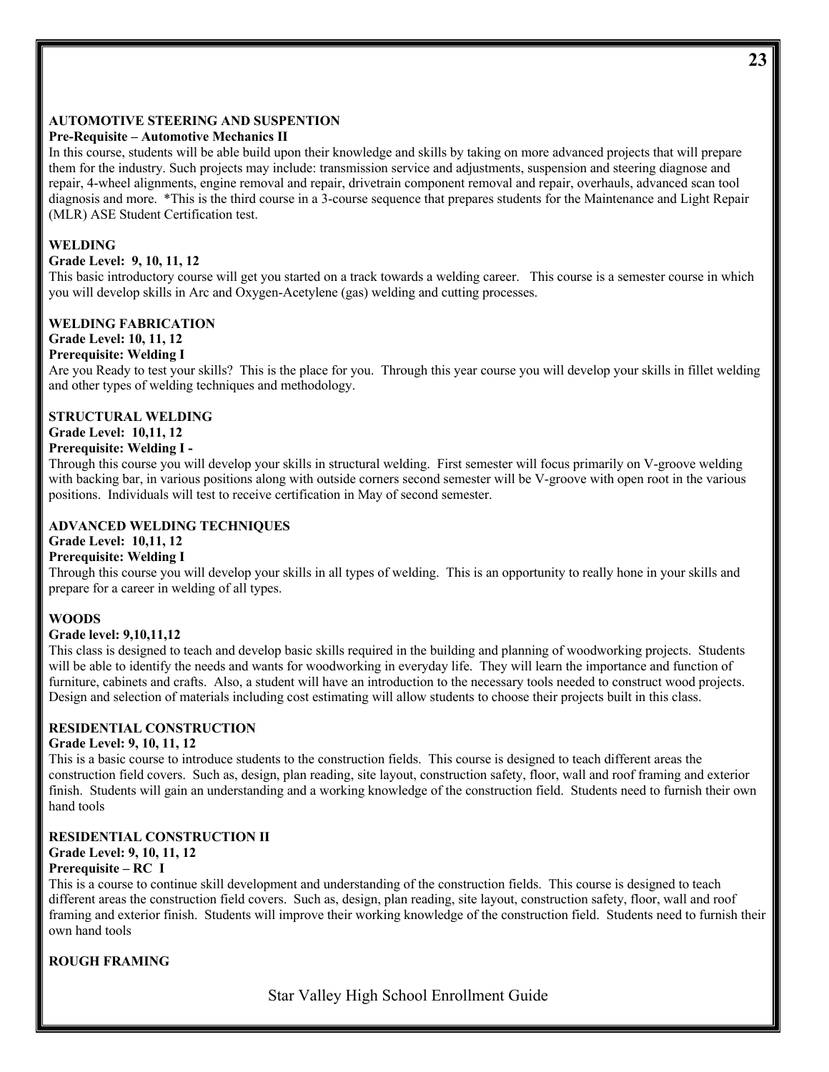**AUTOMOTIVE STEERING AND SUSPENTION**
**Pre-Requisite – Automotive Mechanics II**
In this course, students will be able build upon their knowledge and skills by taking on more advanced projects that will prepare them for the industry. Such projects may include: transmission service and adjustments, suspension and steering diagnose and repair, 4-wheel alignments, engine removal and repair, drivetrain component removal and repair, overhauls, advanced scan tool diagnosis and more. *This is the third course in a 3-course sequence that prepares students for the Maintenance and Light Repair (MLR) ASE Student Certification test.

**WELDING**
**Grade Level: 9, 10, 11, 12**
This basic introductory course will get you started on a track towards a welding career. This course is a semester course in which you will develop skills in Arc and Oxygen-Acetylene (gas) welding and cutting processes.

**WELDING FABRICATION**
**Grade Level: 10, 11, 12**
**Prerequisite: Welding I**
Are you Ready to test your skills? This is the place for you. Through this year course you will develop your skills in fillet welding and other types of welding techniques and methodology.

**STRUCTURAL WELDING**
**Grade Level: 10,11, 12**
**Prerequisite: Welding I -**
Through this course you will develop your skills in structural welding. First semester will focus primarily on V-groove welding with backing bar, in various positions along with outside corners second semester will be V-groove with open root in the various positions. Individuals will test to receive certification in May of second semester.

**ADVANCED WELDING TECHNIQUES**
**Grade Level: 10,11, 12**
**Prerequisite: Welding I**
Through this course you will develop your skills in all types of welding. This is an opportunity to really hone in your skills and prepare for a career in welding of all types.

**WOODS**
**Grade level: 9,10,11,12**
This class is designed to teach and develop basic skills required in the building and planning of woodworking projects. Students will be able to identify the needs and wants for woodworking in everyday life. They will learn the importance and function of furniture, cabinets and crafts. Also, a student will have an introduction to the necessary tools needed to construct wood projects. Design and selection of materials including cost estimating will allow students to choose their projects built in this class.

**RESIDENTIAL CONSTRUCTION**
**Grade Level: 9, 10, 11, 12**
This is a basic course to introduce students to the construction fields. This course is designed to teach different areas the construction field covers. Such as, design, plan reading, site layout, construction safety, floor, wall and roof framing and exterior finish. Students will gain an understanding and a working knowledge of the construction field. Students need to furnish their own hand tools

**RESIDENTIAL CONSTRUCTION II**
**Grade Level: 9, 10, 11, 12**
**Prerequisite – RC I**
This is a course to continue skill development and understanding of the construction fields. This course is designed to teach different areas the construction field covers. Such as, design, plan reading, site layout, construction safety, floor, wall and roof framing and exterior finish. Students will improve their working knowledge of the construction field. Students need to furnish their own hand tools

**ROUGH FRAMING**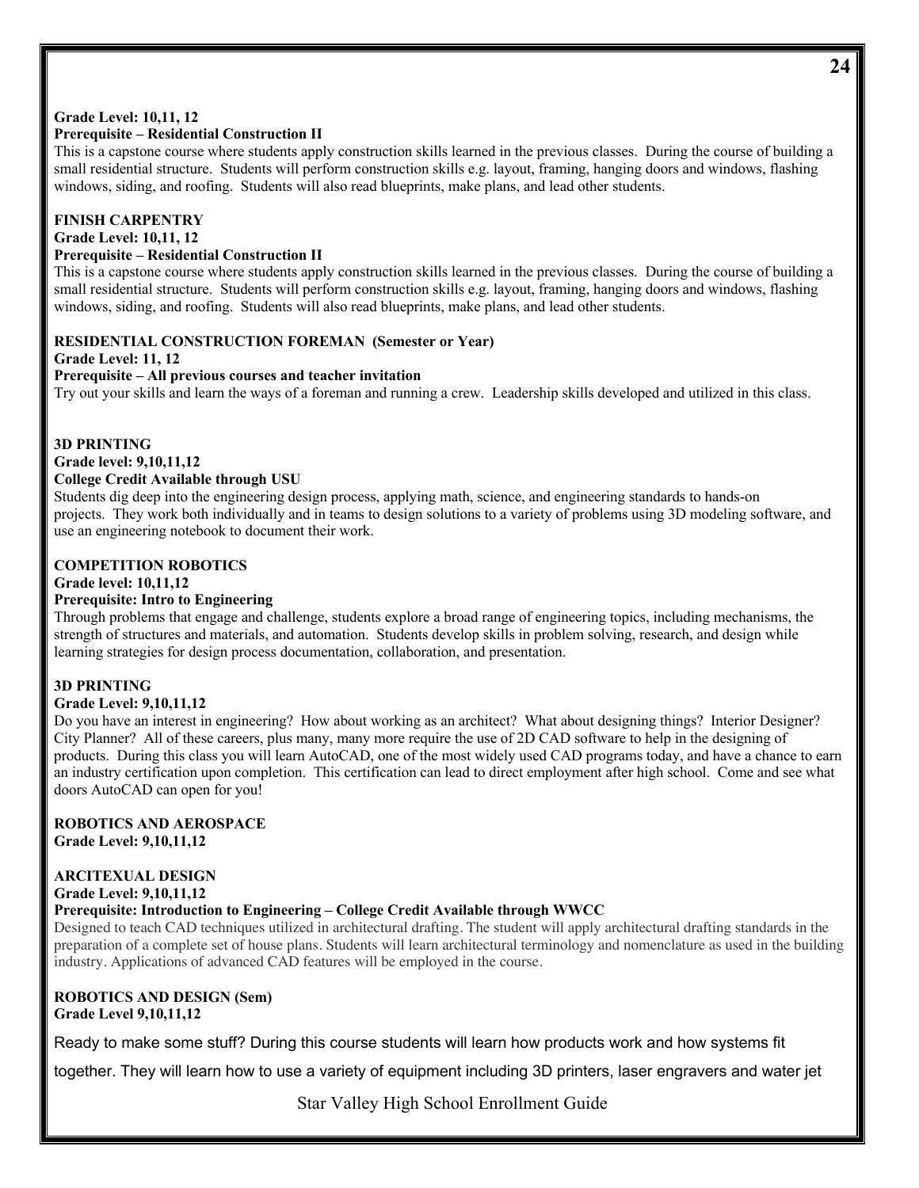**Grade Level: 10,11, 12**
**Prerequisite – Residential Construction II**
This is a capstone course where students apply construction skills learned in the previous classes. During the course of building a small residential structure. Students will perform construction skills e.g. layout, framing, hanging doors and windows, flashing windows, siding, and roofing. Students will also read blueprints, make plans, and lead other students.

**FINISH CARPENTRY**
**Grade Level: 10,11, 12**
**Prerequisite – Residential Construction II**
This is a capstone course where students apply construction skills learned in the previous classes. During the course of building a small residential structure. Students will perform construction skills e.g. layout, framing, hanging doors and windows, flashing windows, siding, and roofing. Students will also read blueprints, make plans, and lead other students.

**RESIDENTIAL CONSTRUCTION FOREMAN (Semester or Year)**
**Grade Level: 11, 12**
**Prerequisite – All previous courses and teacher invitation**
Try out your skills and learn the ways of a foreman and running a crew. Leadership skills developed and utilized in this class.

**3D PRINTING**
**Grade level: 9,10,11,12**
**College Credit Available through USU**
Students dig deep into the engineering design process, applying math, science, and engineering standards to hands-on projects. They work both individually and in teams to design solutions to a variety of problems using 3D modeling software, and use an engineering notebook to document their work.

**COMPETITION ROBOTICS**
**Grade level: 10,11,12**
**Prerequisite: Intro to Engineering**
Through problems that engage and challenge, students explore a broad range of engineering topics, including mechanisms, the strength of structures and materials, and automation. Students develop skills in problem solving, research, and design while learning strategies for design process documentation, collaboration, and presentation.

**3D PRINTING**
**Grade Level: 9,10,11,12**
Do you have an interest in engineering? How about working as an architect? What about designing things? Interior Designer? City Planner? All of these careers, plus many, many more require the use of 2D CAD software to help in the designing of products. During this class you will learn AutoCAD, one of the most widely used CAD programs today, and have a chance to earn an industry certification upon completion. This certification can lead to direct employment after high school. Come and see what doors AutoCAD can open for you!

**ROBOTICS AND AEROSPACE**
**Grade Level: 9,10,11,12**

**ARCITEXUAL DESIGN**
**Grade Level: 9,10,11,12**
**Prerequisite: Introduction to Engineering – College Credit Available through WWCC**
Designed to teach CAD techniques utilized in architectural drafting. The student will apply architectural drafting standards in the preparation of a complete set of house plans. Students will learn architectural terminology and nomenclature as used in the building industry. Applications of advanced CAD features will be employed in the course.

**ROBOTICS AND DESIGN (Sem)**
**Grade Level 9,10,11,12**

Ready to make some stuff? During this course students will learn how products work and how systems fit together. They will learn how to use a variety of equipment including 3D printers, laser engravers and water jet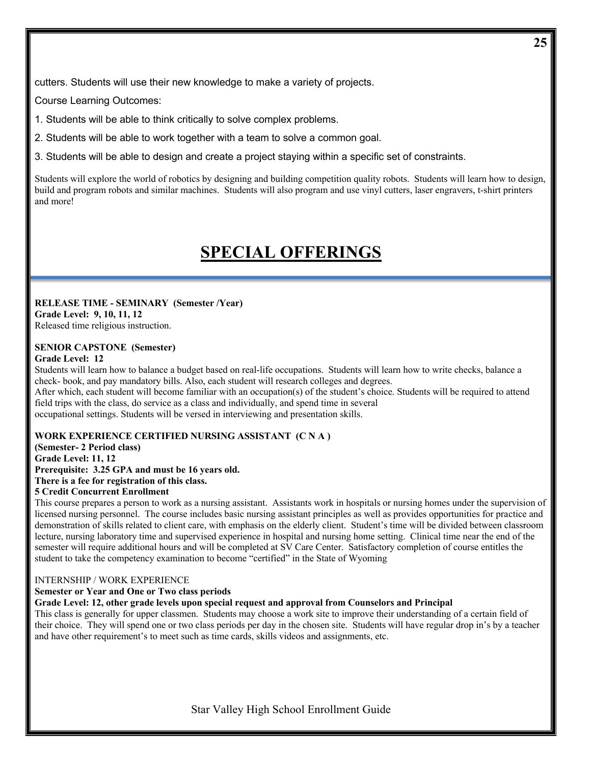cutters. Students will use their new knowledge to make a variety of projects.

Course Learning Outcomes:

1. Students will be able to think critically to solve complex problems.
2. Students will be able to work together with a team to solve a common goal.
3. Students will be able to design and create a project staying within a specific set of constraints.

Students will explore the world of robotics by designing and building competition quality robots. Students will learn how to design, build and program robots and similar machines. Students will also program and use vinyl cutters, laser engravers, t-shirt printers and more!

# SPECIAL OFFERINGS

**RELEASE TIME - SEMINARY (Semester /Year)**
**Grade Level: 9, 10, 11, 12**
Released time religious instruction.

**SENIOR CAPSTONE (Semester)**
**Grade Level: 12**
Students will learn how to balance a budget based on real-life occupations. Students will learn how to write checks, balance a check- book, and pay mandatory bills. Also, each student will research colleges and degrees.
After which, each student will become familiar with an occupation(s) of the student's choice. Students will be required to attend field trips with the class, do service as a class and individually, and spend time in several occupational settings. Students will be versed in interviewing and presentation skills.

**WORK EXPERIENCE CERTIFIED NURSING ASSISTANT (C N A )**
***(Semester- 2 Period class)***
**Grade Level: 11, 12**
**Prerequisite: 3.25 GPA and must be 16 years old.**
**There is a fee for registration of this class.**
**5 Credit Concurrent Enrollment**
This course prepares a person to work as a nursing assistant. Assistants work in hospitals or nursing homes under the supervision of licensed nursing personnel. The course includes basic nursing assistant principles as well as provides opportunities for practice and demonstration of skills related to client care, with emphasis on the elderly client. Student's time will be divided between classroom lecture, nursing laboratory time and supervised experience in hospital and nursing home setting. Clinical time near the end of the semester will require additional hours and will be completed at SV Care Center. Satisfactory completion of course entitles the student to take the competency examination to become "certified" in the State of Wyoming

INTERNSHIP / WORK EXPERIENCE
**Semester or Year and One or Two class periods**
**Grade Level: 12, other grade levels upon special request and approval from Counselors and Principal**
This class is generally for upper classmen. Students may choose a work site to improve their understanding of a certain field of their choice. They will spend one or two class periods per day in the chosen site. Students will have regular drop in's by a teacher and have other requirement's to meet such as time cards, skills videos and assignments, etc.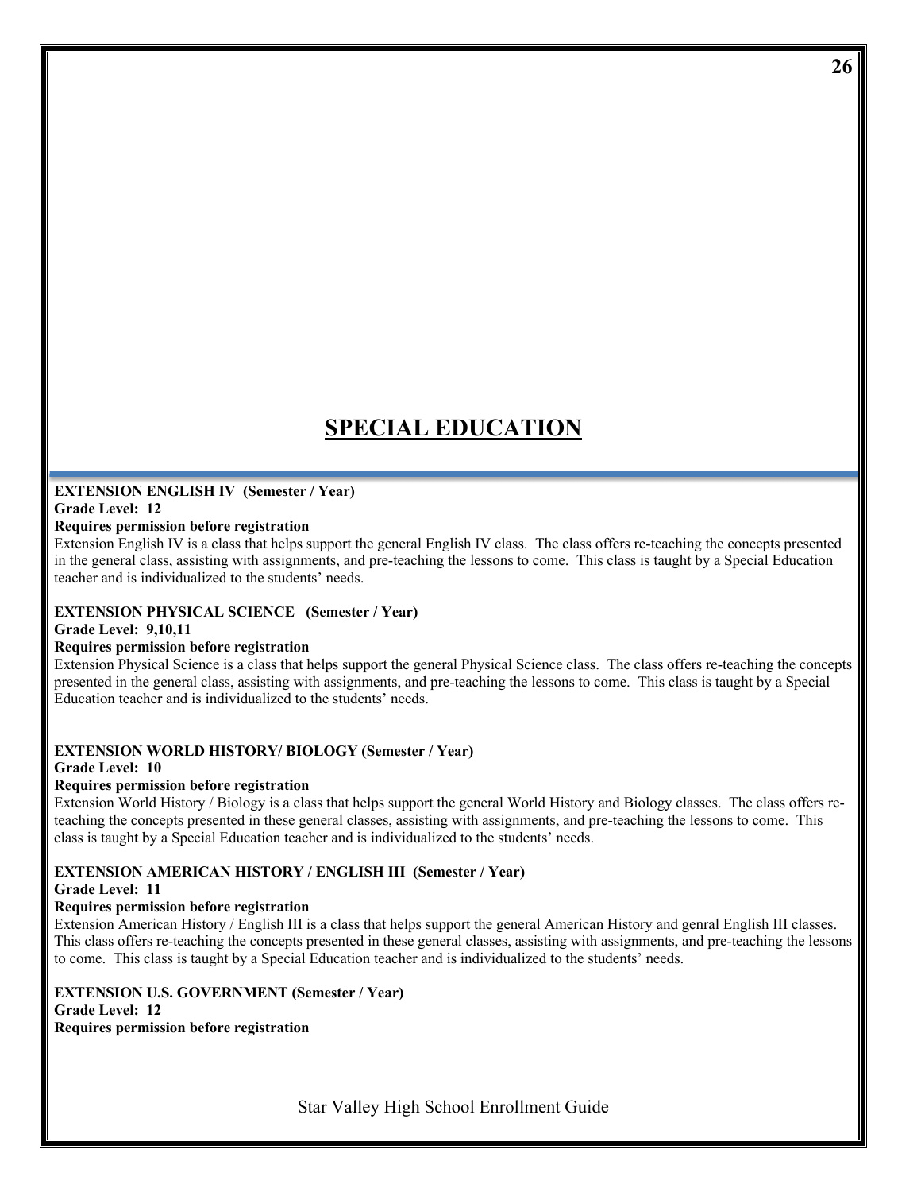# SPECIAL EDUCATION

**EXTENSION ENGLISH IV (Semester / Year)**
**Grade Level: 12**
**Requires permission before registration**
Extension English IV is a class that helps support the general English IV class. The class offers re-teaching the concepts presented in the general class, assisting with assignments, and pre-teaching the lessons to come. This class is taught by a Special Education teacher and is individualized to the students' needs.

**EXTENSION PHYSICAL SCIENCE (Semester / Year)**
**Grade Level: 9,10,11**
**Requires permission before registration**
Extension Physical Science is a class that helps support the general Physical Science class. The class offers re-teaching the concepts presented in the general class, assisting with assignments, and pre-teaching the lessons to come. This class is taught by a Special Education teacher and is individualized to the students' needs.

**EXTENSION WORLD HISTORY/ BIOLOGY (Semester / Year)**
**Grade Level: 10**
**Requires permission before registration**
Extension World History / Biology is a class that helps support the general World History and Biology classes. The class offers re-teaching the concepts presented in these general classes, assisting with assignments, and pre-teaching the lessons to come. This class is taught by a Special Education teacher and is individualized to the students' needs.

**EXTENSION AMERICAN HISTORY / ENGLISH III (Semester / Year)**
**Grade Level: 11**
**Requires permission before registration**
Extension American History / English III is a class that helps support the general American History and genral English III classes. This class offers re-teaching the concepts presented in these general classes, assisting with assignments, and pre-teaching the lessons to come. This class is taught by a Special Education teacher and is individualized to the students' needs.

**EXTENSION U.S. GOVERNMENT (Semester / Year)**
**Grade Level: 12**
**Requires permission before registration**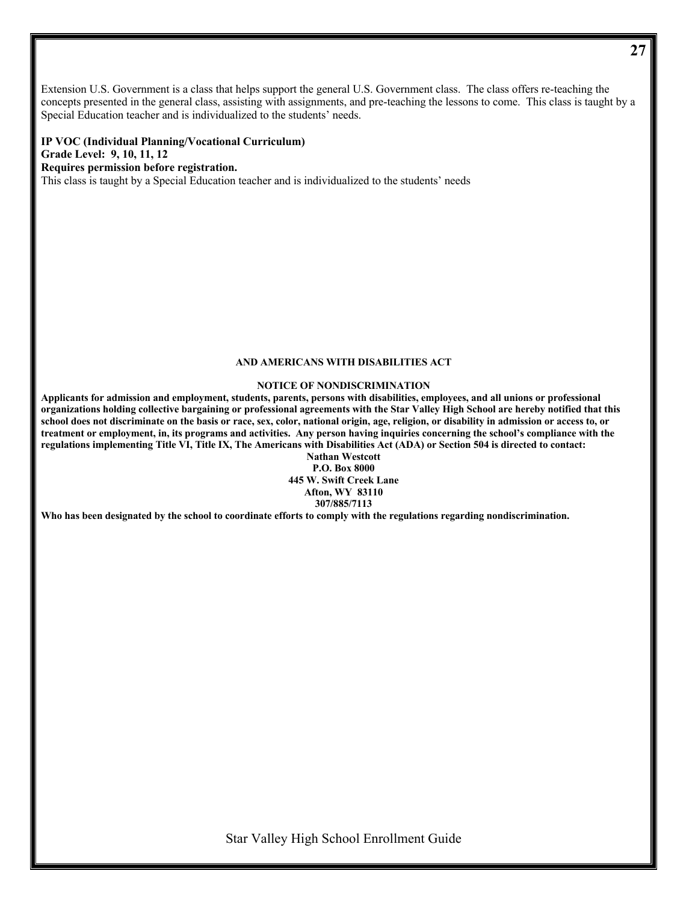Extension U.S. Government is a class that helps support the general U.S. Government class. The class offers re-teaching the concepts presented in the general class, assisting with assignments, and pre-teaching the lessons to come. This class is taught by a Special Education teacher and is individualized to the students' needs.

**IP VOC (Individual Planning/Vocational Curriculum)**
**Grade Level: 9, 10, 11, 12**
**Requires permission before registration.**
This class is taught by a Special Education teacher and is individualized to the students' needs

**AND AMERICANS WITH DISABILITIES ACT**

**NOTICE OF NONDISCRIMINATION**

**Applicants for admission and employment, students, parents, persons with disabilities, employees, and all unions or professional organizations holding collective bargaining or professional agreements with the Star Valley High School are hereby notified that this school does not discriminate on the basis or race, sex, color, national origin, age, religion, or disability in admission or access to, or treatment or employment, in, its programs and activities. Any person having inquiries concerning the school's compliance with the regulations implementing Title VI, Title IX, The Americans with Disabilities Act (ADA) or Section 504 is directed to contact:**

**Nathan Westcott**
**P.O. Box 8000**
**445 W. Swift Creek Lane**
**Afton, WY 83110**
**307/885/7113**

**Who has been designated by the school to coordinate efforts to comply with the regulations regarding nondiscrimination.**